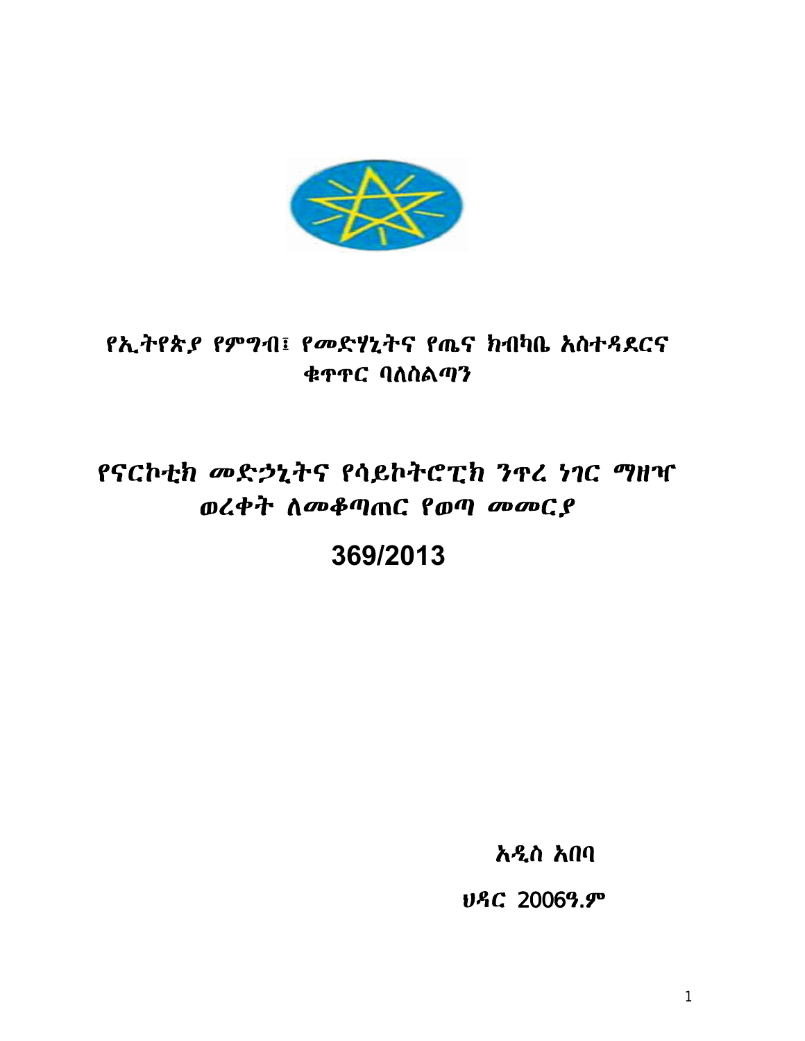# የኢትዮጵያ የምግብ፣ የመድሃኒትና የጤና ክብካቤ አስተዳደርና ቁጥጥር ባለስልጣን

# የናርኮቲክ መድኃኒትና የሳይኮትሮፒክ ንጥረ ነገር ማዘዣ ወረቀት ለመቆጣጠር የወጣ መመርያ

# 369/2013

አዲስ አበባ

ህዳር 2006ዓ.ም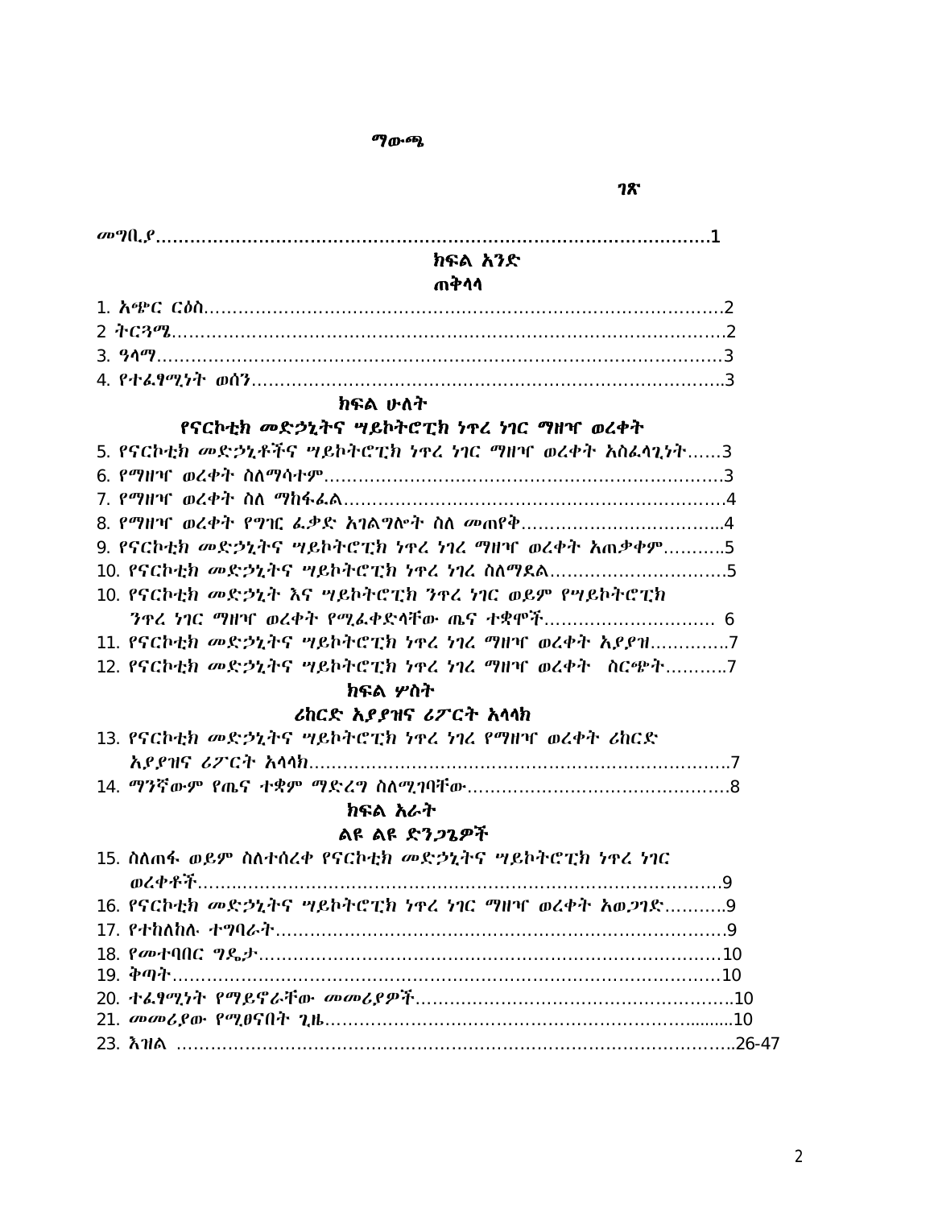# ማውጫ

ገጽ

መግቢያ……………………………………………………………………………………1

## ክፍል አንድ
## ጠቅላላ

1. አጭር ርዕስ……………………………………………………………………………2
2 ትርጓሜ…………………………………………………………………………………2
3. ዓላማ……………………………………………………………………………………3
4. የተፈፃሚነት ወሰን……………………………………………………………………..3

## ክፍል ሁለት
## የናርኮቲክ መድኃኒትና ሣይኮትሮፒክ ነጥረ ነገር ማዘዣ ወረቀት

5. የናርኮቲክ መድኃኒቶችና ሣይኮትሮፒክ ነጥረ ነገር ማዘዣ ወረቀት አስፈላጊነት……3
6. የማዘዣ ወረቀት ስለማሳተም…………………………………………………………3
7. የማዘዣ ወረቀት ስለ ማከፋፈል………………………………………………………4
8. የማዘዣ ወረቀት የግዢ ፈቃድ አገልግሎት ስለ መጠየቅ……………………………..4
9. የናርኮቲክ መድኃኒትና ሣይኮትሮፒክ ነጥረ ነገረ ማዘዣ ወረቀት አጠቃቀም………..5
10. የናርኮቲክ መድኃኒትና ሣይኮትሮፒክ ነጥረ ነገረ ስለማደል…………………………5
10. የናርኮቲክ መድኃኒት እና ሣይኮትሮፒክ ንጥረ ነገር ወይም የሣይኮትሮፒክ ንጥረ ነገር ማዘዣ ወረቀት የሚፈቀድላቸው ጤና ተቋሞች………………………… 6
11. የናርኮቲክ መድኃኒትና ሣይኮትሮፒክ ነጥረ ነገረ ማዘዣ ወረቀት አያያዝ………….7
12. የናርኮቲክ መድኃኒትና ሣይኮትሮፒክ ነጥረ ነገረ ማዘዣ ወረቀት ስርጭት………..7

## ክፍል ሦስት
## ሪከርድ አያያዝና ሪፖርት አላላክ

13. የናርኮቲክ መድኃኒትና ሣይኮትሮፒክ ነጥረ ነገረ የማዘዣ ወረቀት ሪከርድ አያያዝና ሪፖርት አላላክ………………………………………………………………..7
14. ማንኛውም የጤና ተቋም ማድረግ ስለሚገባቸው………………………………………8

## ክፍል አራት
## ልዩ ልዩ ድንጋጌዎች

15. ስለጠፉ ወይም ስለተሰረቀ የናርኮቲክ መድኃኒትና ሣይኮትሮፒክ ነጥረ ነገር ወረቀቶች………………………………………………………………………………9
16. የናርኮቲክ መድኃኒትና ሣይኮትሮፒክ ነጥረ ነገር ማዘዣ ወረቀት አወጋገድ………..9
17. የተከለከሉ ተግባራት……………………………………………………………………9
18. የመተባበር ግዴታ………………………………………………………………………10
19. ቅጣት……………………………………………………………………………………10
20. ተፈፃሚነት የማይኖራቸው መመሪያዎች……………………………………………….10
21. መመሪያው የሚፀናበት ጊዜ………………………………………………………........10
23. አዝል ……………………………………………………………………………………..26-47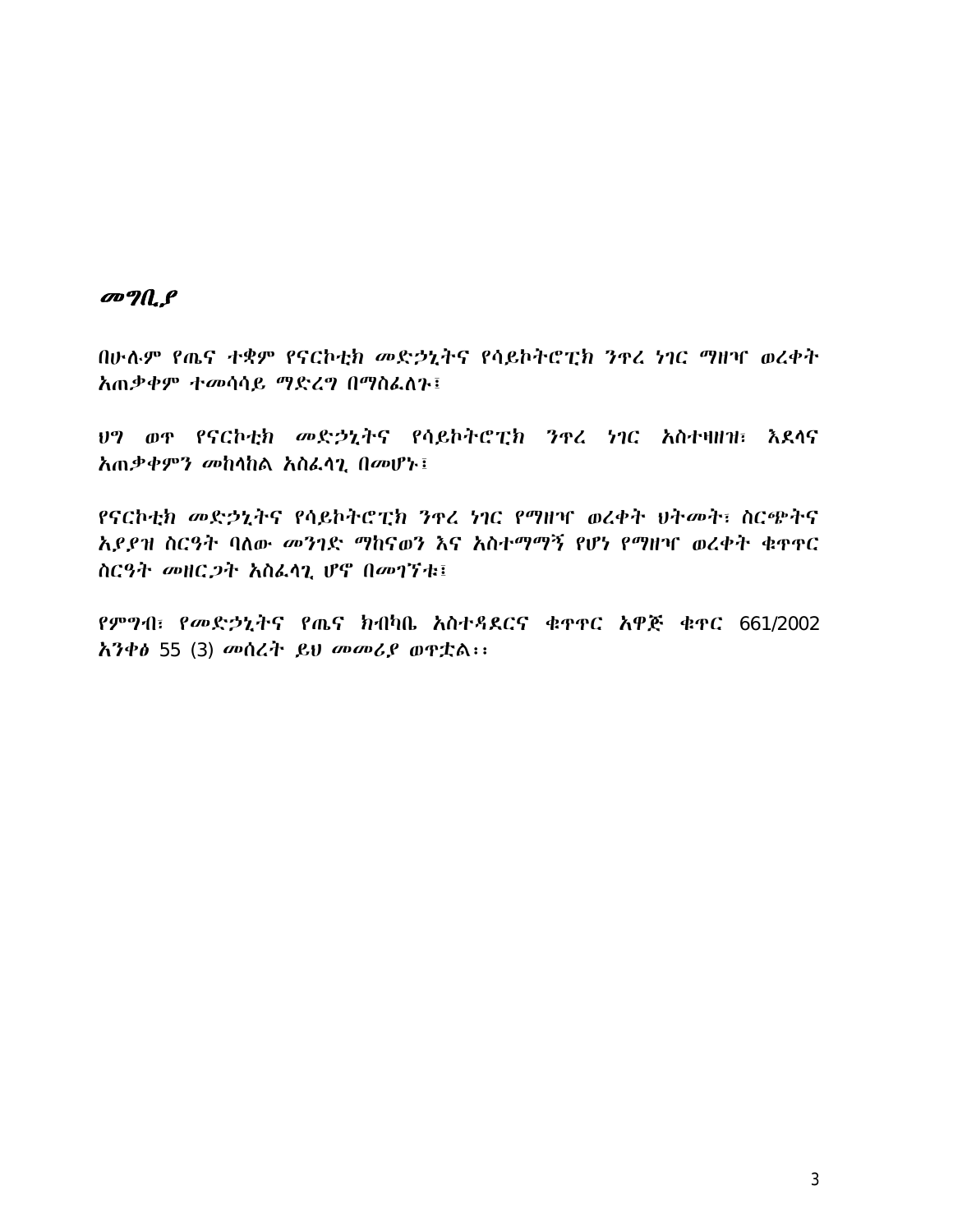## መግቢያ

*በሁሉም የጤና ተቋም የናርኮቲክ መድኃኒትና የሳይኮትሮፒክ ንጥረ ነገር ማዘዣ ወረቀት አጠቃቀም ተመሳሳይ ማድረግ በማስፈለጉ፤*

*ህግ ወጥ የናርኮቲክ መድኃኒትና የሳይኮትሮፒክ ንጥረ ነገር አስተዛዘዝ፣ እደላና አጠቃቀምን መከላከል አስፈላጊ በመሆኑ፤*

*የናርኮቲክ መድኃኒትና የሳይኮትሮፒክ ንጥረ ነገር የማዘዣ ወረቀት ህትመት፣ ስርጭትና አያያዝ ስርዓት ባለው መንገድ ማከናወን እና አስተማማኝ የሆነ የማዘዣ ወረቀት ቁጥጥር ስርዓት መዘርጋት አስፈላጊ ሆኖ በመገኘቱ፤*

*የምግብ፣ የመድኃኒትና የጤና ክብካቤ አስተዳደርና ቁጥጥር አዋጅ ቁጥር* 661/2002 *አንቀፅ* 55 (3) *መሰረት ይህ መመሪያ ወጥቷል፡፡*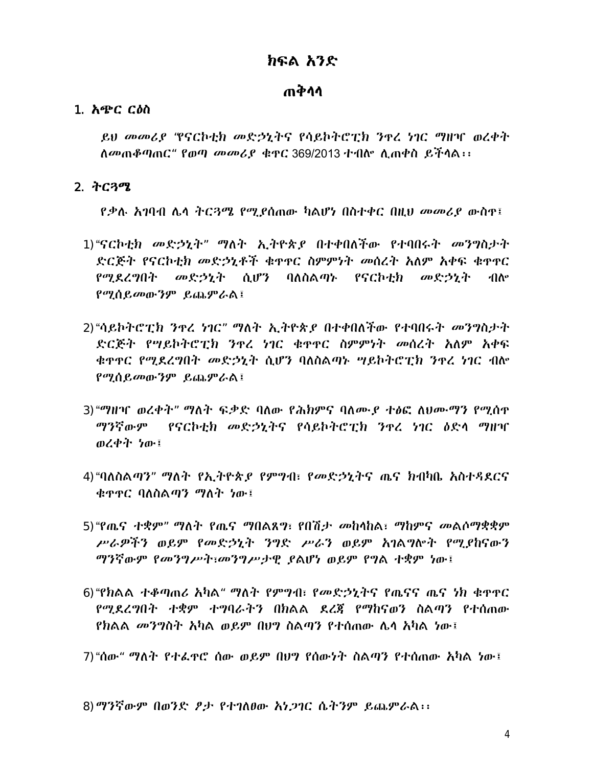# ክፍል አንድ

## ጠቅላላ

### 1. አጭር ርዕስ

*ይህ መመሪያ "የናርኮቲክ መድኃኒትና የሳይኮትሮፒክ ንጥረ ነገር ማዘዣ ወረቀት ለመጠቆጣጠር" የወጣ መመሪያ ቁጥር 369/2013 ተብሎ ሊጠቀስ ይችላል፡፡*

### 2. ትርጓሜ

*የቃሉ አገባብ ሌላ ትርጓሜ የሚያሰጠው ካልሆነ በስተቀር በዚህ መመሪያ ውስጥ፤*

1) *"ናርኮቲክ መድኃኒት" ማለት ኢትዮጵያ በተቀበለችው የተባበሩት መንግስታት ድርጅት የናርኮቲክ መድኃኒቶች ቁጥጥር ስምምነት መሰረት አለም አቀፍ ቁጥጥር የሚደረግበት መድኃኒት ሲሆን ባለስልጣኑ የናርኮቲክ መድኃኒት ብሎ የሚሰይመውንም ይጨምራል፤*

2) *"ሳይኮትሮፒክ ንጥረ ነገር" ማለት ኢትዮጵያ በተቀበለችው የተባበሩት መንግስታት ድርጅት የሣይኮትሮፒክ ንጥረ ነገር ቁጥጥር ስምምነት መሰረት አለም አቀፍ ቁጥጥር የሚደረግበት መድኃኒት ሲሆን ባለስልጣኑ ሣይኮትሮፒክ ንጥረ ነገር ብሎ የሚሰይመውንም ይጨምራል፤*

3) *"ማዘዣ ወረቀት" ማለት ፍቃድ ባለው የሕክምና ባለሙያ ተፅፎ ለህሙማን የሚሰጥ ማንኛውም የናርኮቲክ መድኃኒትና የሳይኮትሮፒክ ንጥረ ነገር ዕድላ ማዘዣ ወረቀት ነው፤*

4) *"ባለስልጣን" ማለት የኢትዮጵያ የምግብ፣ የመድኃኒትና ጤና ክብካቤ አስተዳደርና ቁጥጥር ባለስልጣን ማለት ነው፤*

5) *"የጤና ተቋም" ማለት የጤና ማበልጸግ፣ የበሽታ መከላከል፣ ማከምና መልሶማቋቋም ሥራዎችን ወይም የመድኃኒት ንግድ ሥራን ወይም አገልግሎት የሚያከናውን ማንኛውም የመንግሥት፣መንግሥታዊ ያልሆነ ወይም የግል ተቋም ነው፤*

6) *"የክልል ተቆጣጠሪ አካል" ማለት የምግብ፣ የመድኃኒትና የጤናና ጤና ነክ ቁጥጥር የሚደረግበት ተቋም ተግባራትን በክልል ደረጃ የማከናወን ስልጣን የተሰጠው የክልል መንግስት አካል ወይም በህግ ስልጣን የተሰጠው ሌላ አካል ነው፤*

7) *"ሰው" ማለት የተፈጥሮ ሰው ወይም በህግ የሰውነት ስልጣን የተሰጠው አካል ነው፤*

8) *ማንኛውም በወንድ ፆታ የተገለፀው አነጋገር ሴትንም ይጨምራል፡፡*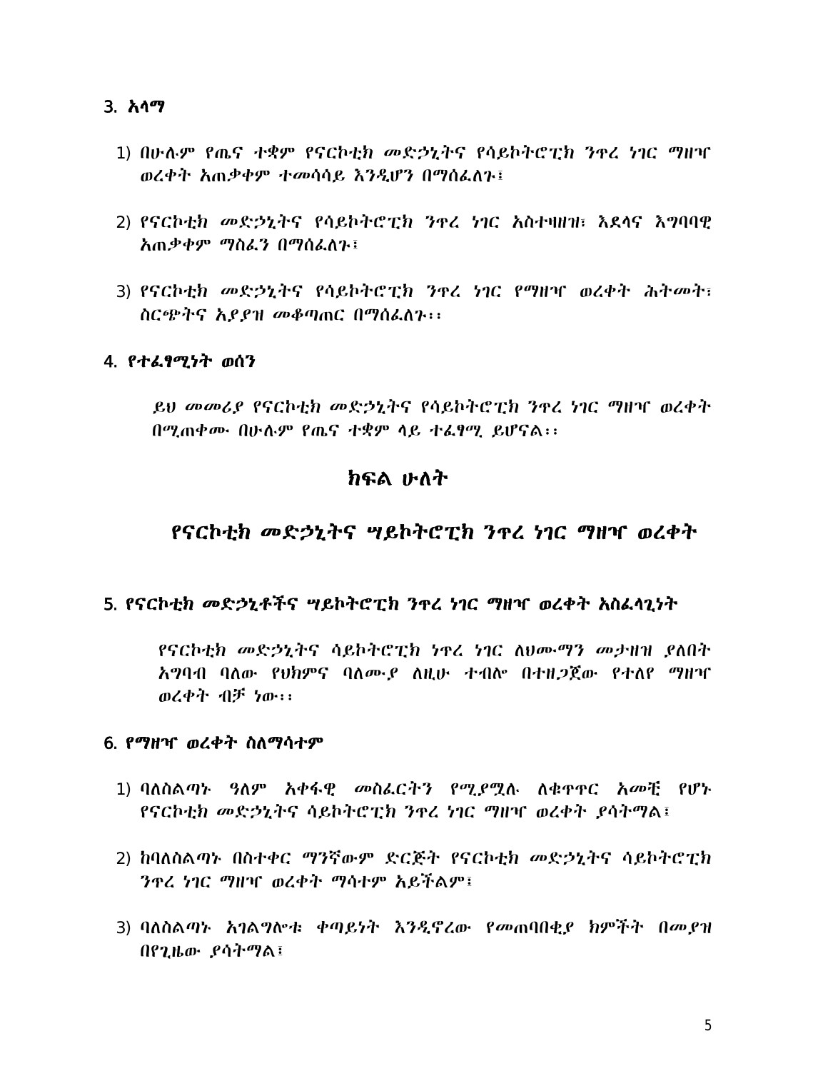## 3. አላማ

1) በሁሉም የጤና ተቋም የናርኮቲክ መድኃኒትና የሳይኮትሮፒክ ንጥረ ነገር ማዘዣ ወረቀት አጠቃቀም ተመሳሳይ እንዲሆን በማሰፈለጉ፤

2) የናርኮቲክ መድኃኒትና የሳይኮትሮፒክ ንጥረ ነገር አስተዛዘዝ፣ እደላና እግባባዊ አጠቃቀም ማስፈን በማሰፈለጉ፤

3) የናርኮቲክ መድኃኒትና የሳይኮትሮፒክ ንጥረ ነገር የማዘዣ ወረቀት ሕትመት፣ ስርጭትና አያያዝ መቆጣጠር በማሰፈለጉ፡፡

## 4. የተፈፃሚነት ወሰን

ይህ መመሪያ የናርኮቲክ መድኃኒትና የሳይኮትሮፒክ ንጥረ ነገር ማዘዣ ወረቀት በሚጠቀሙ በሁሉም የጤና ተቋም ላይ ተፈፃሚ ይሆናል፡፡

# ክፍል ሁለት

# የናርኮቲክ መድኃኒትና ሣይኮትሮፒክ ንጥረ ነገር ማዘዣ ወረቀት

## 5. የናርኮቲክ መድኃኒቶችና ሣይኮትሮፒክ ንጥረ ነገር ማዘዣ ወረቀት አስፈላጊነት

የናርኮቲክ መድኃኒትና ሳይኮትሮፒክ ነጥረ ነገር ለህሙማን መታዘዝ ያለበት አግባብ ባለው የህክምና ባለሙያ ለዚሁ ተብሎ በተዘጋጀው የተለየ ማዘዣ ወረቀት ብቻ ነው፡፡

## 6. የማዘዣ ወረቀት ስለማሳተም

1) ባለስልጣኑ ዓለም አቀፋዊ መስፈርትን የሚያሟሉ ለቁጥጥር አመቺ የሆኑ የናርኮቲክ መድኃኒትና ሳይኮትሮፒክ ንጥረ ነገር ማዘዣ ወረቀት ያሳትማል፤

2) ከባለስልጣኑ በስተቀር ማንኛውም ድርጅት የናርኮቲክ መድኃኒትና ሳይኮትሮፒክ ንጥረ ነገር ማዘዣ ወረቀት ማሳተም አይችልም፤

3) ባለስልጣኑ አገልግሎቱ ቀጣይነት እንዲኖረው የመጠባበቂያ ክምችት በመያዝ በየጊዜው ያሳትማል፤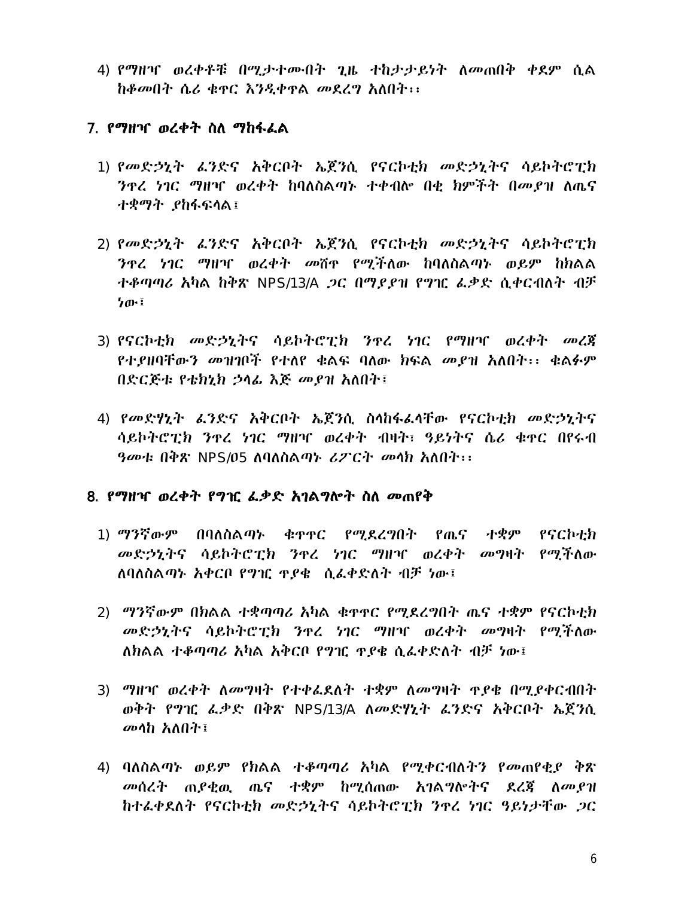4) የማዘዣ ወረቀቶቹ በሚታተሙበት ጊዜ ተከታታይነት ለመጠበቅ ቀደም ሲል ከቆመበት ሴሪ ቁጥር እንዲቀጥል መደረግ አለበት፡፡

## 7. የማዘዣ ወረቀት ስለ ማከፋፈል

1) የመድኃኒት ፈንድና አቅርቦት ኤጀንሲ የናርኮቲክ መድኃኒትና ሳይኮትሮፒክ ንጥረ ነገር ማዘዣ ወረቀት ከባለስልጣኑ ተቀብሎ በቂ ክምችት በመያዝ ለጤና ተቋማት ያከፋፍላል፤

2) የመድኃኒት ፈንድና አቅርቦት ኤጀንሲ የናርኮቲክ መድኃኒትና ሳይኮትሮፒክ ንጥረ ነገር ማዘዣ ወረቀት መሸጥ የሚችለው ከባለስልጣኑ ወይም ከክልል ተቆጣጣሪ አካል ከቅጽ NPS/13/A ጋር በማያያዝ የግዢ ፈቃድ ሲቀርብለት ብቻ ነው፤

3) የናርኮቲክ መድኃኒትና ሳይኮትሮፒክ ንጥረ ነገር የማዘዣ ወረቀት መረጃ የተያዘባቸውን መዝገቦች የተለየ ቁልፍ ባለው ክፍል መያዝ አለበት፡፡ ቁልፉም በድርጅቱ የቴክኒክ ኃላፊ እጅ መያዝ አለበት፤

4) የመድሃኒት ፈንድና አቅርቦት ኤጀንሲ ስላከፋፈላቸው የናርኮቲክ መድኃኒትና ሳይኮትሮፒክ ንጥረ ነገር ማዘዣ ወረቀት ብዛት፣ ዓይነትና ሴሪ ቁጥር በየሩብ ዓመቱ በቅጽ NPS/05 ለባለስልጣኑ ሪፖርት መላክ አለበት፡፡

## 8. የማዘዣ ወረቀት የግዢ ፈቃድ አገልግሎት ስለ መጠየቅ

1) ማንኛውም በባለስልጣኑ ቁጥጥር የሚደረግበት የጤና ተቋም የናርኮቲክ መድኃኒትና ሳይኮትሮፒክ ንጥረ ነገር ማዘዣ ወረቀት መግዛት የሚችለው ለባለስልጣኑ አቀርቦ የግዢ ጥያቄ ሲፈቀድለት ብቻ ነው፤

2) ማንኛውም በክልል ተቋጣጣሪ አካል ቁጥጥር የሚደረግበት ጤና ተቋም የናርኮቲክ መድኃኒትና ሳይኮትሮፒክ ንጥረ ነገር ማዘዣ ወረቀት መግዛት የሚችለው ለክልል ተቆጣጣሪ አካል አቅርቦ የግዢ ጥያቄ ሲፈቀድለት ብቻ ነው፤

3) ማዘዣ ወረቀት ለመግዛት የተቀፈደለት ተቋም ለመግዛት ጥያቄ በሚያቀርብበት ወቅት የግዢ ፈቃድ በቅጽ NPS/13/A ለመድሃኒት ፈንድና አቅርቦት ኤጀንሲ መላክ አለበት፤

4) ባለስልጣኑ ወይም የክልል ተቆጣጣሪ አካል የሚቀርብለትን የመጠየቂያ ቅጽ መሰረት ጠያቂዉ ጤና ተቋም ከሚሰጠው አገልግሎትና ደረጃ ለመያዝ ከተፈቀደለት የናርኮቲክ መድኃኒትና ሳይኮትሮፒክ ንጥረ ነገር ዓይነታቸው ጋር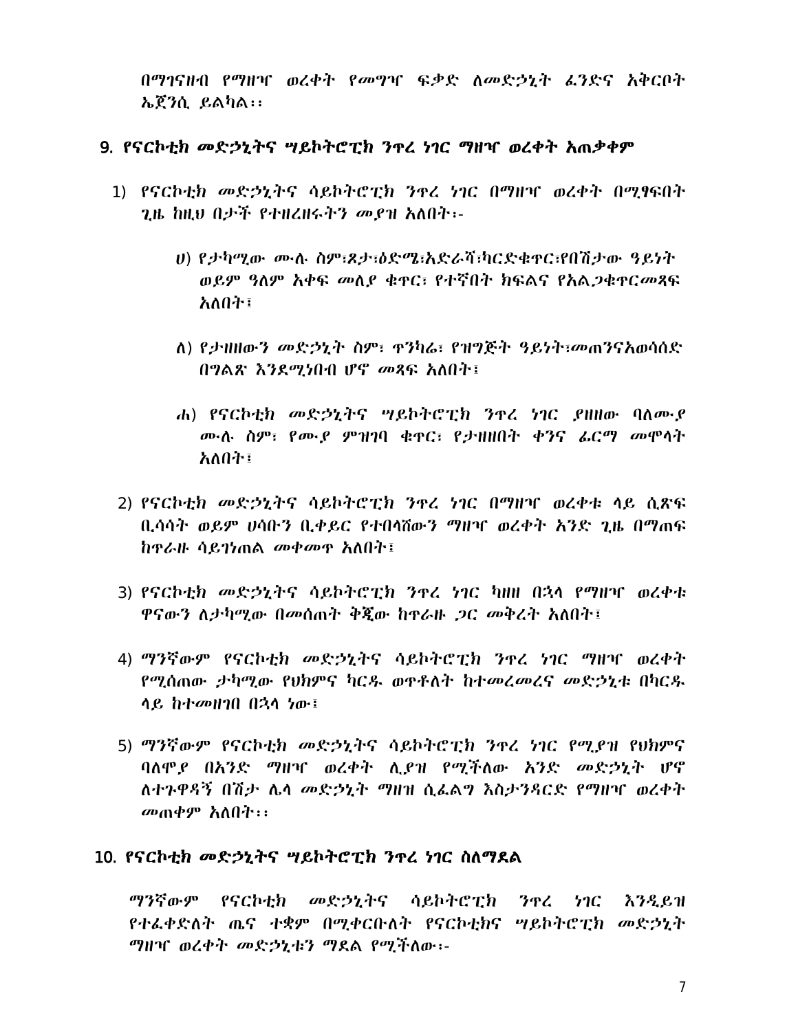በማገናዘብ የማዘዣ ወረቀት የመግዣ ፍቃድ ለመድኃኒት ፈንድና አቅርቦት ኤጀንሲ ይልካል፡፡

## 9. የናርኮቲክ መድኃኒትና ሣይኮትሮፒክ ንጥረ ነገር ማዘዣ ወረቀት አጠቃቀም

1) የናርኮቲክ መድኃኒትና ሳይኮትሮፒክ ንጥረ ነገር በማዘዣ ወረቀት በሚፃፍበት ጊዜ ከዚህ በታች የተዘረዘሩትን መያዝ አለበት፡-

   ሀ) የታካሚው ሙሉ ስም፣ጾታ፣ዕድሜ፣አድራሻ፣ካርድቁጥር፣የበሽታው ዓይነት ወይም ዓለም አቀፍ መለያ ቁጥር፣ የተኛበት ክፍልና የአልጋቁጥርመጻፍ አለበት፤

   ለ) የታዘዘውን መድኃኒት ስም፣ ጥንካሬ፣ የዝግጅት ዓይነት፣መጠንናአወሳሰድ በግልጽ እንደሚነበብ ሆኖ መጻፍ አለበት፤

   ሐ) የናርኮቲክ መድኃኒትና ሣይኮትሮፒክ ንጥረ ነገር ያዘዘው ባለሙያ ሙሉ ስም፣ የሙያ ምዝገባ ቁጥር፣ የታዘዘበት ቀንና ፊርማ መሞላት አለበት፤

2) የናርኮቲክ መድኃኒትና ሳይኮትሮፒክ ንጥረ ነገር በማዘዣ ወረቀቱ ላይ ሲጻፍ ቢሳሳት ወይም ሀሳቡን ቢቀይር የተበላሸውን ማዘዣ ወረቀት አንድ ጊዜ በማጠፍ ከጥራዙ ሳይገነጠል መቀመጥ አለበት፤

3) የናርኮቲክ መድኃኒትና ሳይኮትሮፒክ ንጥረ ነገር ካዘዘ በኋላ የማዘዣ ወረቀቱ ዋናውን ለታካሚው በመሰጠት ቅጂው ከጥራዙ ጋር መቅረት አለበት፤

4) ማንኛውም የናርኮቲክ መድኃኒትና ሳይኮትሮፒክ ንጥረ ነገር ማዘዣ ወረቀት የሚሰጠው ታካሚው የህክምና ካርዱ ወጥቶለት ከተመረመረና መድኃኒቱ በካርዱ ላይ ከተመዘገበ በኋላ ነው፤

5) ማንኛውም የናርኮቲክ መድኃኒትና ሳይኮትሮፒክ ንጥረ ነገር የሚያዝ የህክምና ባለሞያ በአንድ ማዘዣ ወረቀት ሊያዝ የሚችለው አንድ መድኃኒት ሆኖ ለተጉዋዳኝ በሽታ ሌላ መድኃኒት ማዘዝ ሲፈልግ እስታንዳርድ የማዘዣ ወረቀት መጠቀም አለበት፡፡

## 10. የናርኮቲክ መድኃኒትና ሣይኮትሮፒክ ንጥረ ነገር ስለማደል

ማንኛውም የናርኮቲክ መድኃኒትና ሳይኮትሮፒክ ንጥረ ነገር እንዲይዝ የተፈቀደለት ጤና ተቋም በሚቀርቡለት የናርኮቲክና ሣይኮትሮፒክ መድኃኒት ማዘዣ ወረቀት መድኃኒቱን ማደል የሚችለው፡-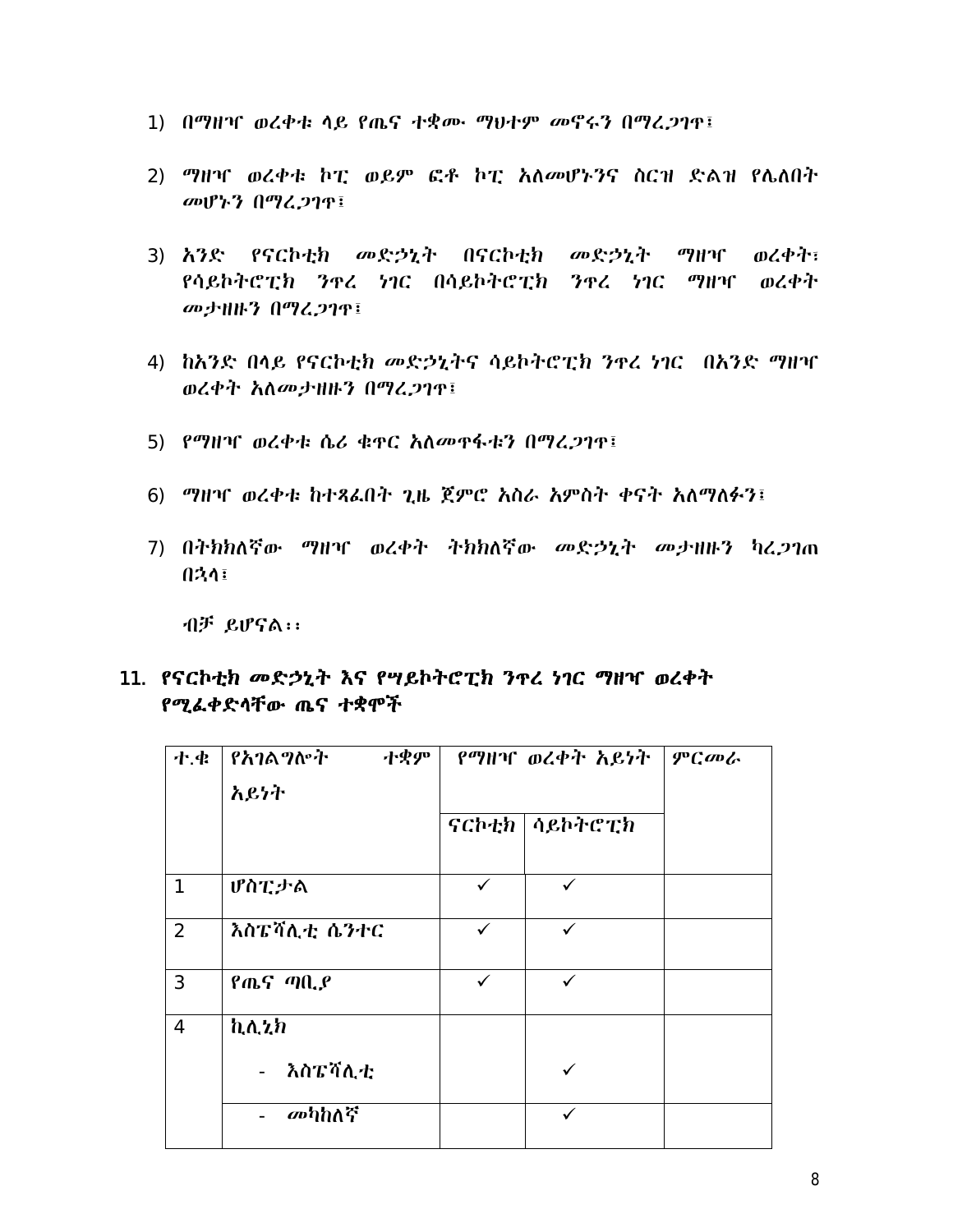1) በማዘዣ ወረቀቱ ላይ የጤና ተቋሙ ማህተም መኖሩን በማረጋገጥ፤

2) ማዘዣ ወረቀቱ ኮፒ ወይም ፎቶ ኮፒ አለመሆኑንና ስርዝ ድልዝ የሌለበት መሆኑን በማረጋገጥ፤

3) አንድ የናርኮቲክ መድኃኒት በናርኮቲክ መድኃኒት ማዘዣ ወረቀት፣ የሳይኮትሮፒክ ንጥረ ነገር በሳይኮትሮፒክ ንጥረ ነገር ማዘዣ ወረቀት መታዘዙን በማረጋገጥ፤

4) ከአንድ በላይ የናርኮቲክ መድኃኒትና ሳይኮትሮፒክ ንጥረ ነገር በአንድ ማዘዣ ወረቀት አለመታዘዙን በማረጋገጥ፤

5) የማዘዣ ወረቀቱ ሴሪ ቁጥር አለመጥፋቱን በማረጋገጥ፤

6) ማዘዣ ወረቀቱ ከተጻፈበት ጊዜ ጀምሮ አስራ አምስት ቀናት አለማለፉን፤

7) በትክክለኛው ማዘዣ ወረቀት ትክክለኛው መድኃኒት መታዘዙን ካረጋገጠ በኋላ፤

ብቻ ይሆናል፡፡

## 11. የናርኮቲክ መድኃኒት እና የሣይኮትሮፒክ ንጥረ ነገር ማዘዣ ወረቀት የሚፈቀድላቸው ጤና ተቋሞች

| ተ.ቁ | የአገልግሎት ተቋም አይነት | የማዘዣ ወረቀት አይነት | | ምርመራ |
|---|---|---|---|---|
| | | ናርኮቲክ | ሳይኮትሮፒክ | |
| 1 | ሆስፒታል | ✓ | ✓ | |
| 2 | እስፔሻሊቲ ሴንተር | ✓ | ✓ | |
| 3 | የጤና ጣቢያ | ✓ | ✓ | |
| 4 | ክሊኒክ<br>- እስፔሻሊቲ | | ✓ | |
| | - መካከለኛ | | ✓ | |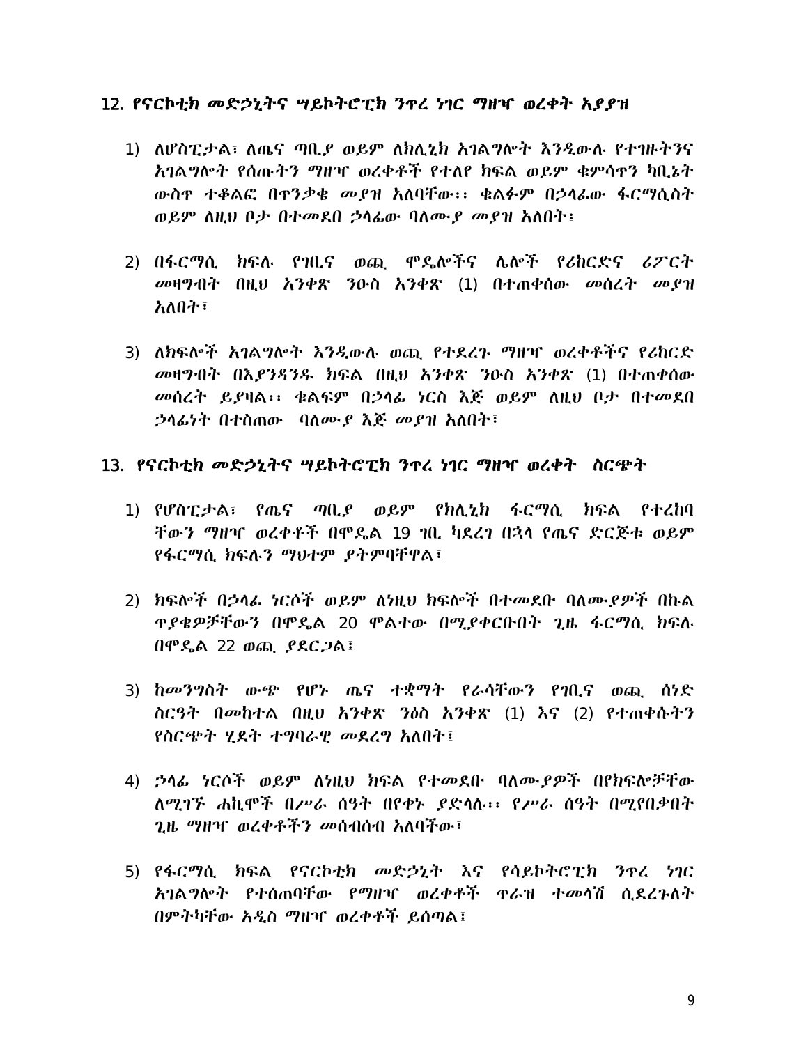## 12. *የናርኮቲክ መድኃኒትና ሣይኮትሮፒክ ንጥረ ነገር ማዘዣ ወረቀት አያያዝ*

1) *ለሆስፒታል፣ ለጤና ጣቢያ ወይም ለክሊኒክ አገልግሎት እንዲውሉ የተገዙትንና አገልግሎት የሰጡትን ማዘዣ ወረቀቶች የተለየ ክፍል ወይም ቁምሳጥን ካቢኔት ውስጥ ተቆልፎ በጥንቃቄ መያዝ አለባቸው፡፡ ቁልፉም በኃላፊው ፋርማሲስት ወይም ለዚህ ቦታ በተመደበ ኃላፊው ባለሙያ መያዝ አለበት፤*

2) *በፋርማሲ ክፍሉ የገቢና ወጪ ሞዴሎችና ሌሎች የሪከርድና ሪፖርት መዛግብት በዚህ አንቀጽ ንዑስ አንቀጽ* (1) *በተጠቀሰው መሰረት መያዝ አለበት፤*

3) *ለክፍሎች አገልግሎት እንዲውሉ ወጪ የተደረጉ ማዘዣ ወረቀቶችና የሪከርድ መዛግብት በእያንዳንዱ ክፍል በዚህ አንቀጽ ንዑስ አንቀጽ* (1) *በተጠቀሰው መሰረት ይያዛል፡፡ ቁልፍም በኃላፊ ነርስ እጅ ወይም ለዚህ ቦታ በተመደበ ኃላፊነት በተሰጠው ባለሙያ እጅ መያዝ አለበት፤*

## 13. *የናርኮቲክ መድኃኒትና ሣይኮትሮፒክ ንጥረ ነገር ማዘዣ ወረቀት ስርጭት*

1) *የሆስፒታል፣ የጤና ጣቢያ ወይም የክሊኒክ ፋርማሲ ክፍል የተረከባቸውን ማዘዣ ወረቀቶች በሞዴል* 19 *ገቢ ካደረገ በኋላ የጤና ድርጅቱ ወይም የፋርማሲ ክፍሉን ማህተም ያትምባቸዋል፤*

2) *ክፍሎች በኃላፊ ነርሶች ወይም ለነዚህ ክፍሎች በተመደቡ ባለሙያዎች በኩል ጥያቄዎቻቸውን በሞዴል* 20 *ሞልተው በሚያቀርቡበት ጊዜ ፋርማሲ ክፍሉ በሞዴል* 22 *ወጪ ያደርጋል፤*

3) *ከመንግስት ውጭ የሆኑ ጤና ተቋማት የራሳቸውን የገቢና ወጪ ሰነድ ስርዓት በመከተል በዚህ አንቀጽ ንዕስ አንቀጽ* (1) *እና* (2) *የተጠቀሱትን የስርጭት ሂደት ተግባራዊ መደረግ አለበት፤*

4) *ኃላፊ ነርሶች ወይም ለነዚህ ክፍል የተመደቡ ባለሙያዎች በየክፍሎቻቸው ለሚገኙ ሐኪሞች በሥራ ሰዓት በየቀኑ ያድላሉ፡፡ የሥራ ሰዓት በሚየበቃበት ጊዜ ማዘዣ ወረቀቶችን መሰብሰብ አለባቸው፤*

5) *የፋርማሲ ክፍል የናርኮቲክ መድኃኒት እና የሳይኮትሮፒክ ንጥረ ነገር አገልግሎት የተሰጠባቸው የማዘዣ ወረቀቶች ጥራዝ ተመላሽ ሲደረጉለት በምትካቸው አዲስ ማዘዣ ወረቀቶች ይሰጣል፤*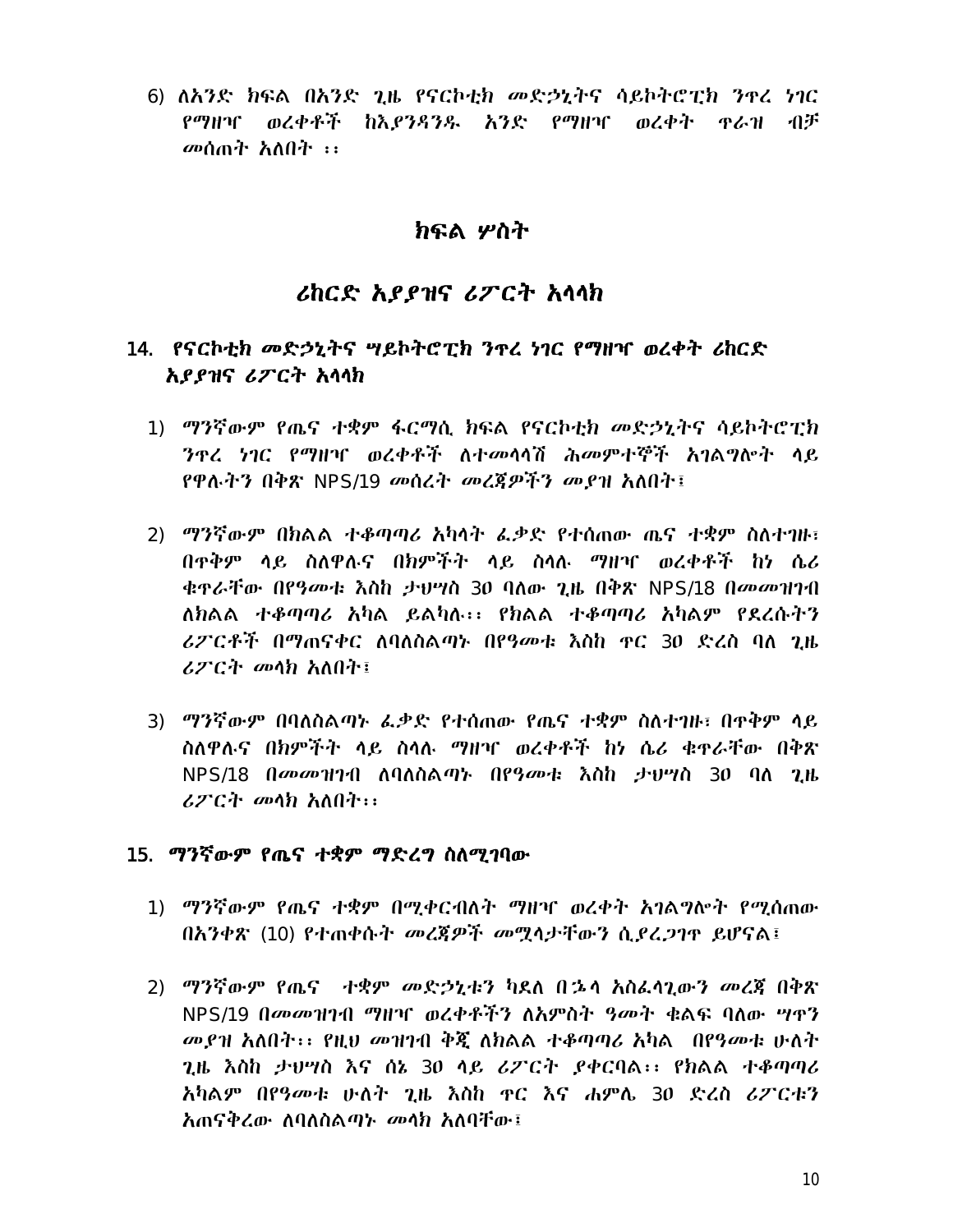6) ለአንድ ክፍል በአንድ ጊዜ የናርኮቲክ መድኃኒትና ሳይኮትሮፒክ ንጥረ ነገር የማዘዣ ወረቀቶች ከእያንዳንዱ አንድ የማዘዣ ወረቀት ጥራዝ ብቻ መሰጠት አለበት ፡፡

# ክፍል ሦስት

## ሪከርድ አያያዝና ሪፖርት አላላክ

### 14. የናርኮቲክ መድኃኒትና ሣይኮትሮፒክ ንጥረ ነገር የማዘዣ ወረቀት ሪከርድ አያያዝና ሪፖርት አላላክ

1) ማንኛውም የጤና ተቋም ፋርማሲ ክፍል የናርኮቲክ መድኃኒትና ሳይኮትሮፒክ ንጥረ ነገር የማዘዣ ወረቀቶች ለተመላላሽ ሕመምተኞች አገልግሎት ላይ የዋሉትን በቅጽ NPS/19 መሰረት መረጃዎችን መያዝ አለበት፤

2) ማንኛውም በክልል ተቆጣጣሪ አካላት ፈቃድ የተሰጠው ጤና ተቋም ስለተገዙ፣ በጥቅም ላይ ስለዋሉና በክምችት ላይ ስላሉ ማዘዣ ወረቀቶች ከነ ሴሪ ቁጥራቸው በየዓመቱ እስከ ታህሣስ 30 ባለው ጊዜ በቅጽ NPS/18 በመመዝገብ ለክልል ተቆጣጣሪ አካል ይልካሉ፡፡ የክልል ተቆጣጣሪ አካልም የደረሱትን ሪፖርቶች በማጠናቀር ለባለስልጣኑ በየዓመቱ እስከ ጥር 30 ድረስ ባለ ጊዜ ሪፖርት መላክ አለበት፤

3) ማንኛውም በባለስልጣኑ ፈቃድ የተሰጠው የጤና ተቋም ስለተገዙ፣ በጥቅም ላይ ስለዋሉና በክምችት ላይ ስላሉ ማዘዣ ወረቀቶች ከነ ሴሪ ቁጥራቸው በቅጽ NPS/18 በመመዝገብ ለባለስልጣኑ በየዓመቱ እስከ ታህሣስ 30 ባለ ጊዜ ሪፖርት መላክ አለበት፡፡

### 15. ማንኛውም የጤና ተቋም ማድረግ ስለሚገባው

1) ማንኛውም የጤና ተቋም በሚቀርብለት ማዘዣ ወረቀት አገልግሎት የሚሰጠው በአንቀጽ (10) የተጠቀሱት መረጃዎች መሟላታቸውን ሲያረጋግጥ ይሆናል፤

2) ማንኛውም የጤና ተቋም መድኃኒቱን ካደለ በኋላ አስፈላጊውን መረጃ በቅጽ NPS/19 በመመዝገብ ማዘዣ ወረቀቶችን ለአምስት ዓመት ቁልፍ ባለው ሣጥን መያዝ አለበት፡፡ የዚህ መዝገብ ቅጂ ለክልል ተቆጣጣሪ አካል በየዓመቱ ሁለት ጊዜ እስከ ታህሣስ እና ሰኔ 30 ላይ ሪፖርት ያቀርባል፡፡ የክልል ተቆጣጣሪ አካልም በየዓመቱ ሁለት ጊዜ እስከ ጥር እና ሐምሌ 30 ድረስ ሪፖርቱን አጠናቅረው ለባለስልጣኑ መላክ አለባቸው፤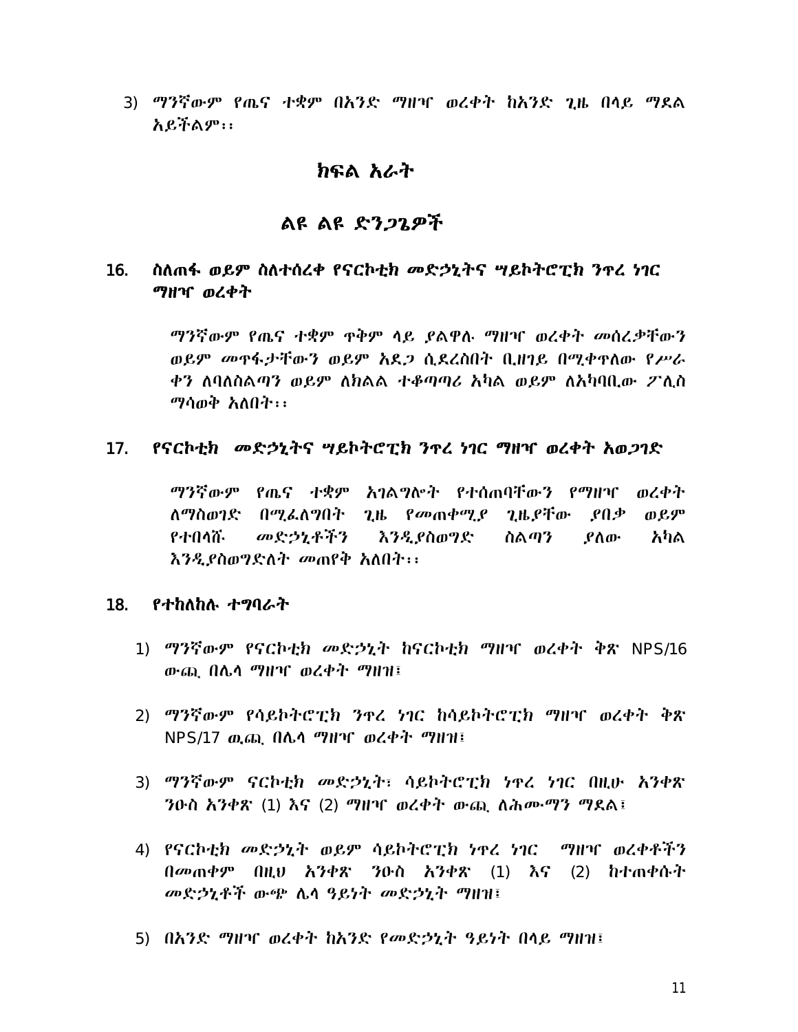3) ማንኛውም የጤና ተቋም በአንድ ማዘዣ ወረቀት ከአንድ ጊዜ በላይ ማደል አይችልም፡፡

# ክፍል አራት

## ልዩ ልዩ ድንጋጌዎች

### 16. ስለጠፋ ወይም ስለተሰረቀ የናርኮቲክ መድኃኒትና ሣይኮትሮፒክ ንጥረ ነገር ማዘዣ ወረቀት

ማንኛውም የጤና ተቋም ጥቅም ላይ ያልዋሉ ማዘዣ ወረቀት መሰረቃቸውን ወይም መጥፋታቸውን ወይም አደጋ ሲደረስበት ቢዘገይ በሚቀጥለው የሥራ ቀን ለባለስልጣን ወይም ለክልል ተቆጣጣሪ አካል ወይም ለአካባቢው ፖሊስ ማሳወቅ አለበት፡፡

### 17. የናርኮቲክ መድኃኒትና ሣይኮትሮፒክ ንጥረ ነገር ማዘዣ ወረቀት አወጋገድ

ማንኛውም የጤና ተቋም አገልግሎት የተሰጠባቸውን የማዘዣ ወረቀት ለማስወገድ በሚፈለግበት ጊዜ የመጠቀሚያ ጊዜያቸው ያበቃ ወይም የተበላሹ መድኃኒቶችን እንዲያስወግድ ስልጣን ያለው አካል እንዲያስወግድለት መጠየቅ አለበት፡፡

### 18. የተከለከሉ ተግባራት

1) ማንኛውም የናርኮቲክ መድኃኒት ከናርኮቲክ ማዘዣ ወረቀት ቅጽ NPS/16 ውጪ በሌላ ማዘዣ ወረቀት ማዘዝ፤

2) ማንኛውም የሳይኮትሮፒክ ንጥረ ነገር ከሳይኮትሮፒክ ማዘዣ ወረቀት ቅጽ NPS/17 ዉጪ በሌላ ማዘዣ ወረቀት ማዘዝ፤

3) ማንኛውም ናርኮቲክ መድኃኒት፣ ሳይኮትሮፒክ ነጥረ ነገር በዚሁ አንቀጽ ንዑስ አንቀጽ (1) እና (2) ማዘዣ ወረቀት ውጪ ለሕሙማን ማደል፤

4) የናርኮቲክ መድኃኒት ወይም ሳይኮትሮፒክ ነጥረ ነገር ማዘዣ ወረቀቶችን በመጠቀም በዚህ አንቀጽ ንዑስ አንቀጽ (1) እና (2) ከተጠቀሱት መድኃኒቶች ውጭ ሌላ ዓይነት መድኃኒት ማዘዝ፤

5) በአንድ ማዘዣ ወረቀት ከአንድ የመድኃኒት ዓይነት በላይ ማዘዝ፤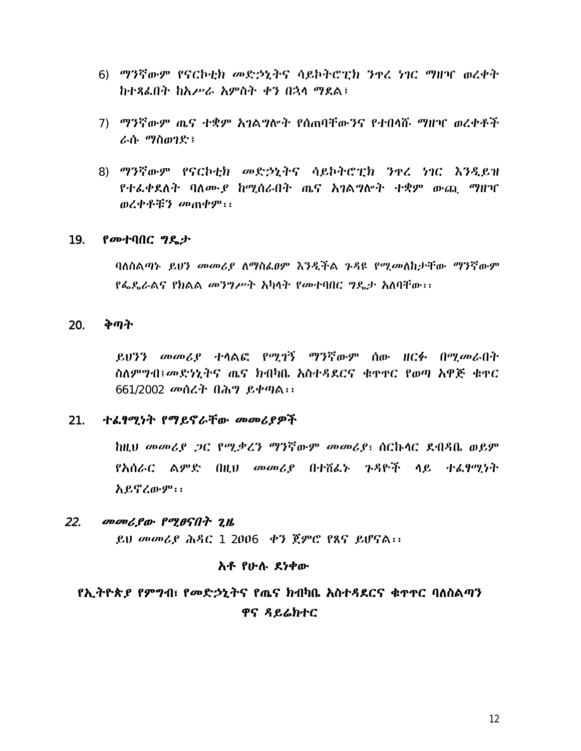6) ማንኛውም የናርኮቲክ መድኃኒትና ሳይኮትሮፒክ ንጥረ ነገር ማዘዣ ወረቀት ከተጻፈበት ከአሥራ አምስት ቀን በኋላ ማደል፤

7) ማንኛውም ጤና ተቋም አገልግሎት የሰጠባቸውንና የተበላሹ ማዘዣ ወረቀቶች ራሱ ማስወገድ፤

8) ማንኛውም የናርኮቲክ መድኃኒትና ሳይኮትሮፒክ ንጥረ ነገር እንዲይዝ የተፈቀደለት ባለሙያ ከሚሰራበት ጤና አገልግሎት ተቋም ውጪ ማዘዣ ወረቀቶቹን መጠቀም፡፡

## 19. የመተባበር ግዴታ

ባለስልጣኑ ይህን መመሪያ ለማስፈፀም እንዲችል ጉዳዩ የሚመለከታቸው ማንኛውም የፌዴራልና የክልል መንግሥት አካላት የመተባበር ግዴታ አለባቸው፡፡

## 20. ቅጣት

ይህንን መመሪያ ተላልፎ የሚገኝ ማንኛውም ሰው ዘርፉ በሚመራበት ስለምግብ፣መድኃኒትና ጤና ክብካቤ አስተዳደርና ቁጥጥር የወጣ አዋጅ ቁጥር 661/2002 መሰረት በሕግ ይቀጣል፡፡

## 21. ተፈፃሚነት የማይኖራቸው መመሪያዎች

ከዚህ መመሪያ ጋር የሚቃረን ማንኛውም መመሪያ፣ ሰርኩላር ደብዳቤ ወይም የአሰራር ልምድ በዚህ መመሪያ በተሸፈኑ ጉዳዮች ላይ ተፈፃሚነት አይኖረውም፡፡

## 22. መመሪያው የሚፀናበት ጊዜ

ይህ መመሪያ ሕዳር 1 2006 ቀን ጀምሮ የጸና ይሆናል፡፡

**አቶ የሁሉ ደነቀው**

**የኢትዮጵያ የምግብ፣ የመድኃኒትና የጤና ክብካቤ አስተዳደርና ቁጥጥር ባለስልጣን ዋና ዳይሬክተር**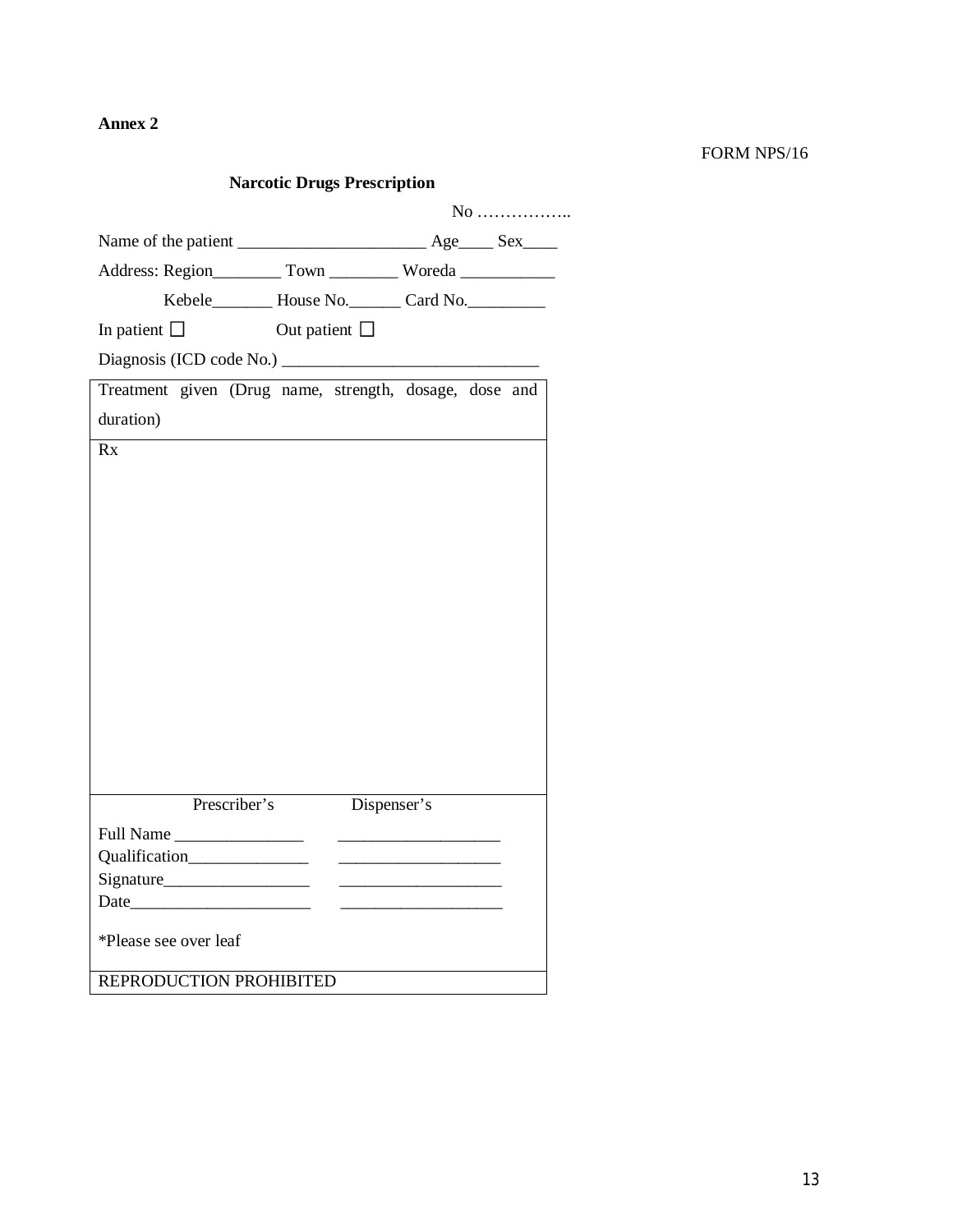**Annex 2**

FORM NPS/16

**Narcotic Drugs Prescription**

No ……………..

Name of the patient ______________________ Age____ Sex____

Address: Region________ Town ________ Woreda ___________

Kebele_______ House No.______ Card No._________

In patient ☐ Out patient ☐

Diagnosis (ICD code No.) ______________________________

| Treatment given (Drug name, strength, dosage, dose and duration) |
|---|
| Rx |

| | Prescriber's | Dispenser's |
|---|---|---|
| Full Name | _______________ | ___________________ |
| Qualification | ______________ | ___________________ |
| Signature | _________________ | ___________________ |
| Date | _____________________ | ___________________ |

*Please see over leaf

REPRODUCTION PROHIBITED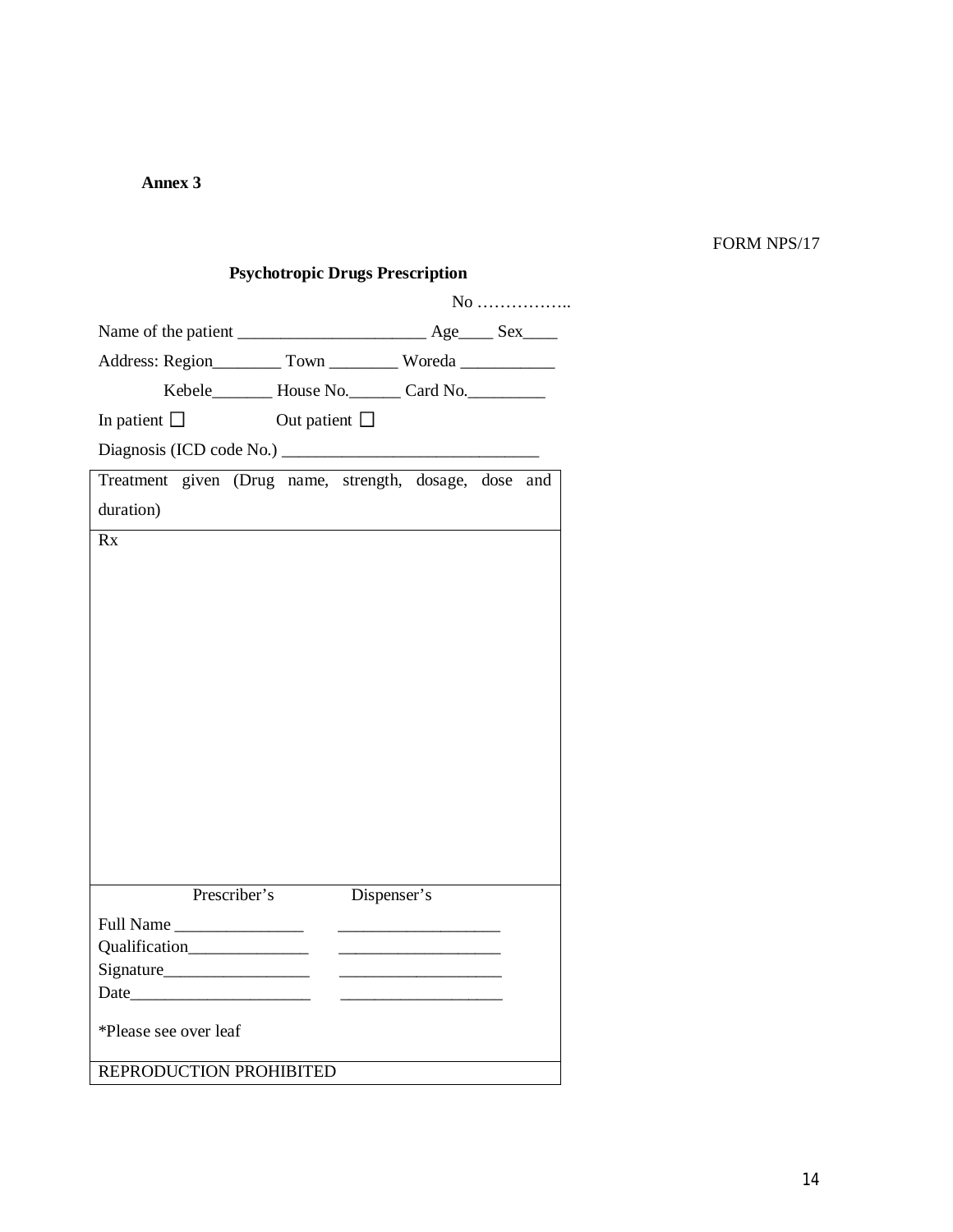**Annex 3**

FORM NPS/17

### Psychotropic Drugs Prescription

No ……………..

Name of the patient ______________________ Age____ Sex____

Address: Region________ Town ________ Woreda ___________

Kebele_______ House No.______ Card No._________

In patient ☐ Out patient ☐

Diagnosis (ICD code No.) ______________________________

| Treatment given (Drug name, strength, dosage, dose and duration) |
|---|
| Rx |

| | Prescriber's | Dispenser's |
|---|---|---|
| Full Name | _______________ | ___________________ |
| Qualification | ______________ | ___________________ |
| Signature | _________________ | ___________________ |
| Date | _____________________ | ___________________ |

*Please see over leaf

REPRODUCTION PROHIBITED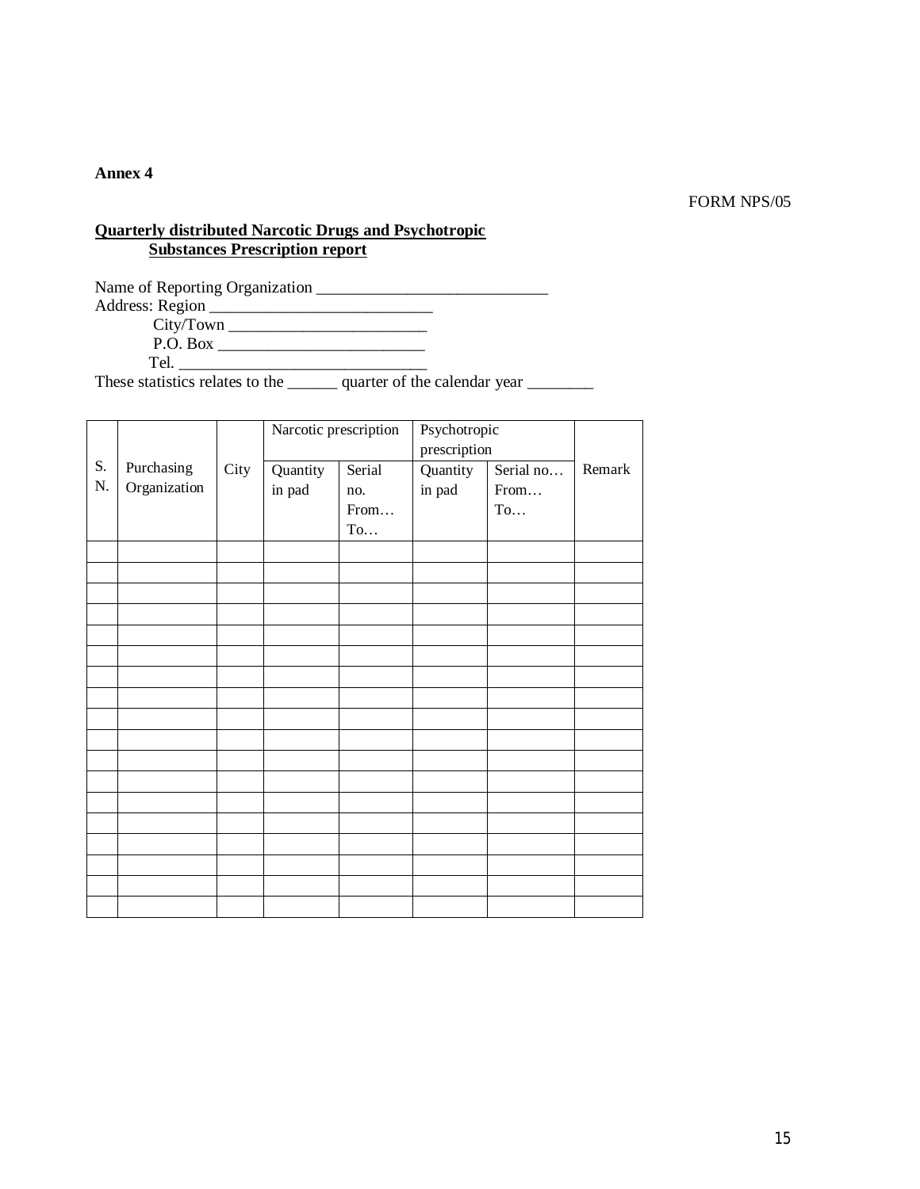**Annex 4**

FORM NPS/05

**Quarterly distributed Narcotic Drugs and Psychotropic Substances Prescription report**

Name of Reporting Organization ____________________________

Address: Region ___________________________

City/Town ________________________

P.O. Box _________________________

Tel. ______________________________

These statistics relates to the ______ quarter of the calendar year ________

| S. N. | Purchasing Organization | City | Narcotic prescription | | Psychotropic prescription | | Remark |
|---|---|---|---|---|---|---|---|
| | | | Quantity in pad | Serial no. From… To… | Quantity in pad | Serial no… From… To… | |
| | | | | | | | |
| | | | | | | | |
| | | | | | | | |
| | | | | | | | |
| | | | | | | | |
| | | | | | | | |
| | | | | | | | |
| | | | | | | | |
| | | | | | | | |
| | | | | | | | |
| | | | | | | | |
| | | | | | | | |
| | | | | | | | |
| | | | | | | | |
| | | | | | | | |
| | | | | | | | |
| | | | | | | | |
| | | | | | | | |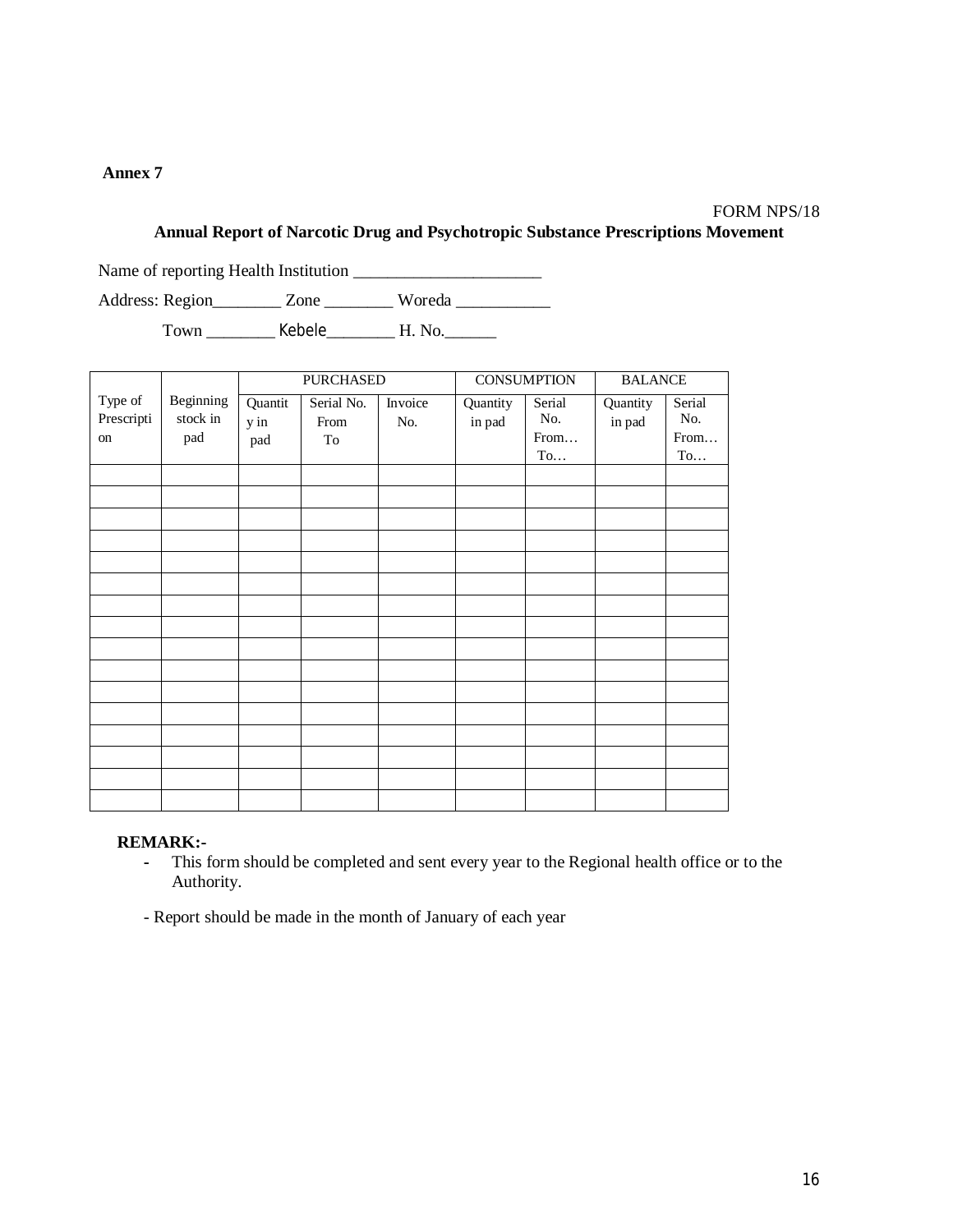**Annex 7**

FORM NPS/18

## Annual Report of Narcotic Drug and Psychotropic Substance Prescriptions Movement

Name of reporting Health Institution _____________________

Address: Region________ Zone ________ Woreda ___________

Town ________ Kebele________ H. No.______

| Type of Prescription | Beginning stock in pad | PURCHASED | | | CONSUMPTION | | BALANCE | |
|---|---|---|---|---|---|---|---|---|
| | | Quantity in pad | Serial No. From To | Invoice No. | Quantity in pad | Serial No. From… To… | Quantity in pad | Serial No. From… To… |
| | | | | | | | | |
| | | | | | | | | |
| | | | | | | | | |
| | | | | | | | | |
| | | | | | | | | |
| | | | | | | | | |
| | | | | | | | | |
| | | | | | | | | |
| | | | | | | | | |
| | | | | | | | | |
| | | | | | | | | |
| | | | | | | | | |
| | | | | | | | | |
| | | | | | | | | |
| | | | | | | | | |
| | | | | | | | | |

**REMARK:-**

- This form should be completed and sent every year to the Regional health office or to the Authority.

- Report should be made in the month of January of each year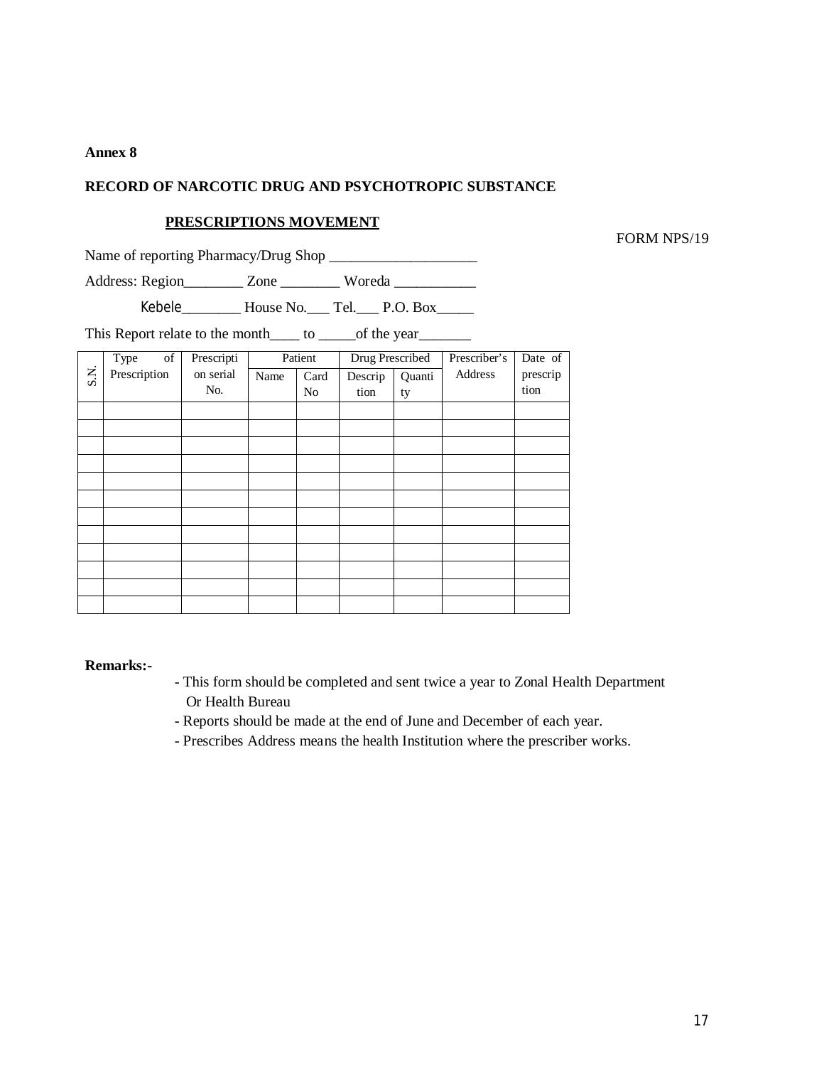**Annex 8**

**RECORD OF NARCOTIC DRUG AND PSYCHOTROPIC SUBSTANCE**

**PRESCRIPTIONS MOVEMENT**

FORM NPS/19

Name of reporting Pharmacy/Drug Shop ____________________

Address: Region________ Zone ________ Woreda ___________

Kebele________ House No.___ Tel.___ P.O. Box_____

This Report relate to the month____ to _____of the year_______

| S.N. | Type of Prescription | Prescription serial No. | Patient | | Drug Prescribed | | Prescriber's Address | Date of prescription |
|---|---|---|---|---|---|---|---|---|
| | | | Name | Card No | Description | Quantity | | |
| | | | | | | | | |
| | | | | | | | | |
| | | | | | | | | |
| | | | | | | | | |
| | | | | | | | | |
| | | | | | | | | |
| | | | | | | | | |
| | | | | | | | | |
| | | | | | | | | |
| | | | | | | | | |
| | | | | | | | | |
| | | | | | | | | |

**Remarks:-**

- This form should be completed and sent twice a year to Zonal Health Department Or Health Bureau
- Reports should be made at the end of June and December of each year.
- Prescribes Address means the health Institution where the prescriber works.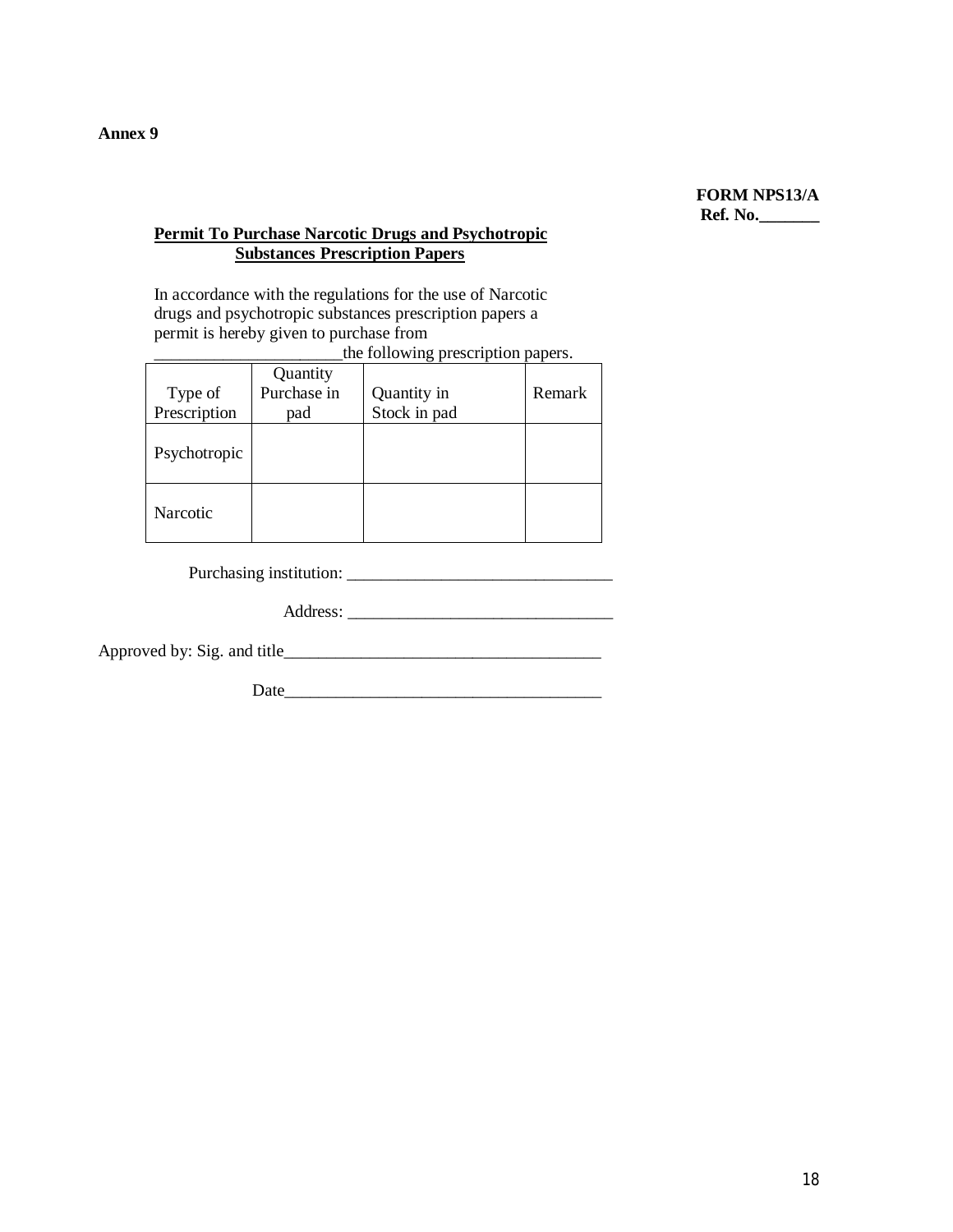**Annex 9**

**FORM NPS13/A**
**Ref. No.\_\_\_\_\_\_\_**

**Permit To Purchase Narcotic Drugs and Psychotropic Substances Prescription Papers**

In accordance with the regulations for the use of Narcotic drugs and psychotropic substances prescription papers a permit is hereby given to purchase from \_\_\_\_\_\_\_\_\_\_\_\_\_\_\_\_\_\_\_\_\_\_the following prescription papers.

| Type of Prescription | Quantity Purchase in pad | Quantity in Stock in pad | Remark |
|---|---|---|---|
| Psychotropic | | | |
| Narcotic | | | |

Purchasing institution: \_\_\_\_\_\_\_\_\_\_\_\_\_\_\_\_\_\_\_\_\_\_\_\_\_\_\_\_\_\_\_

Address: \_\_\_\_\_\_\_\_\_\_\_\_\_\_\_\_\_\_\_\_\_\_\_\_\_\_\_\_\_\_\_

Approved by: Sig. and title\_\_\_\_\_\_\_\_\_\_\_\_\_\_\_\_\_\_\_\_\_\_\_\_\_\_\_\_\_\_\_\_\_\_\_\_\_

Date\_\_\_\_\_\_\_\_\_\_\_\_\_\_\_\_\_\_\_\_\_\_\_\_\_\_\_\_\_\_\_\_\_\_\_\_\_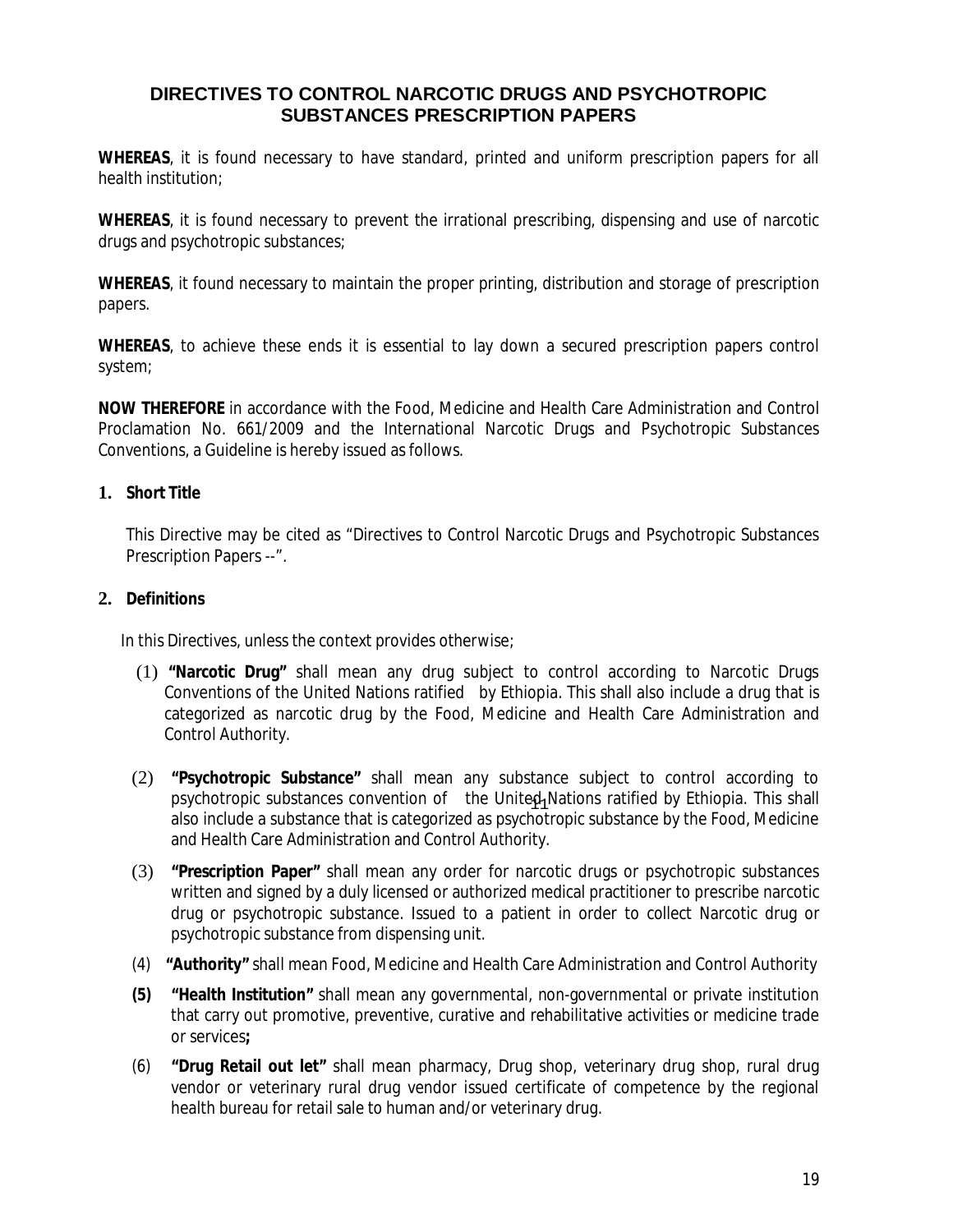## DIRECTIVES TO CONTROL NARCOTIC DRUGS AND PSYCHOTROPIC SUBSTANCES PRESCRIPTION PAPERS

**WHEREAS**, it is found necessary to have standard, printed and uniform prescription papers for all health institution;

**WHEREAS**, it is found necessary to prevent the irrational prescribing, dispensing and use of narcotic drugs and psychotropic substances;

**WHEREAS**, it found necessary to maintain the proper printing, distribution and storage of prescription papers.

**WHEREAS**, to achieve these ends it is essential to lay down a secured prescription papers control system;

**NOW THEREFORE** in accordance with the Food, Medicine and Health Care Administration and Control Proclamation No. 661/2009 and the International Narcotic Drugs and Psychotropic Substances Conventions, a Guideline is hereby issued as follows.

### 1. Short Title

This Directive may be cited as "Directives to Control Narcotic Drugs and Psychotropic Substances Prescription Papers --".

### 2. Definitions

In this Directives, unless the context provides otherwise;

(1) **"Narcotic Drug"** shall mean any drug subject to control according to Narcotic Drugs Conventions of the United Nations ratified by Ethiopia. This shall also include a drug that is categorized as narcotic drug by the Food, Medicine and Health Care Administration and Control Authority.

(2) **"Psychotropic Substance"** shall mean any substance subject to control according to psychotropic substances convention of the United Nations ratified by Ethiopia. This shall also include a substance that is categorized as psychotropic substance by the Food, Medicine and Health Care Administration and Control Authority.

(3) **"Prescription Paper"** shall mean any order for narcotic drugs or psychotropic substances written and signed by a duly licensed or authorized medical practitioner to prescribe narcotic drug or psychotropic substance. Issued to a patient in order to collect Narcotic drug or psychotropic substance from dispensing unit.

(4) **"Authority"** shall mean Food, Medicine and Health Care Administration and Control Authority

**(5)** **"Health Institution"** shall mean any governmental, non-governmental or private institution that carry out promotive, preventive, curative and rehabilitative activities or medicine trade or services**;**

(6) **"Drug Retail out let"** shall mean pharmacy, Drug shop, veterinary drug shop, rural drug vendor or veterinary rural drug vendor issued certificate of competence by the regional health bureau for retail sale to human and/or veterinary drug.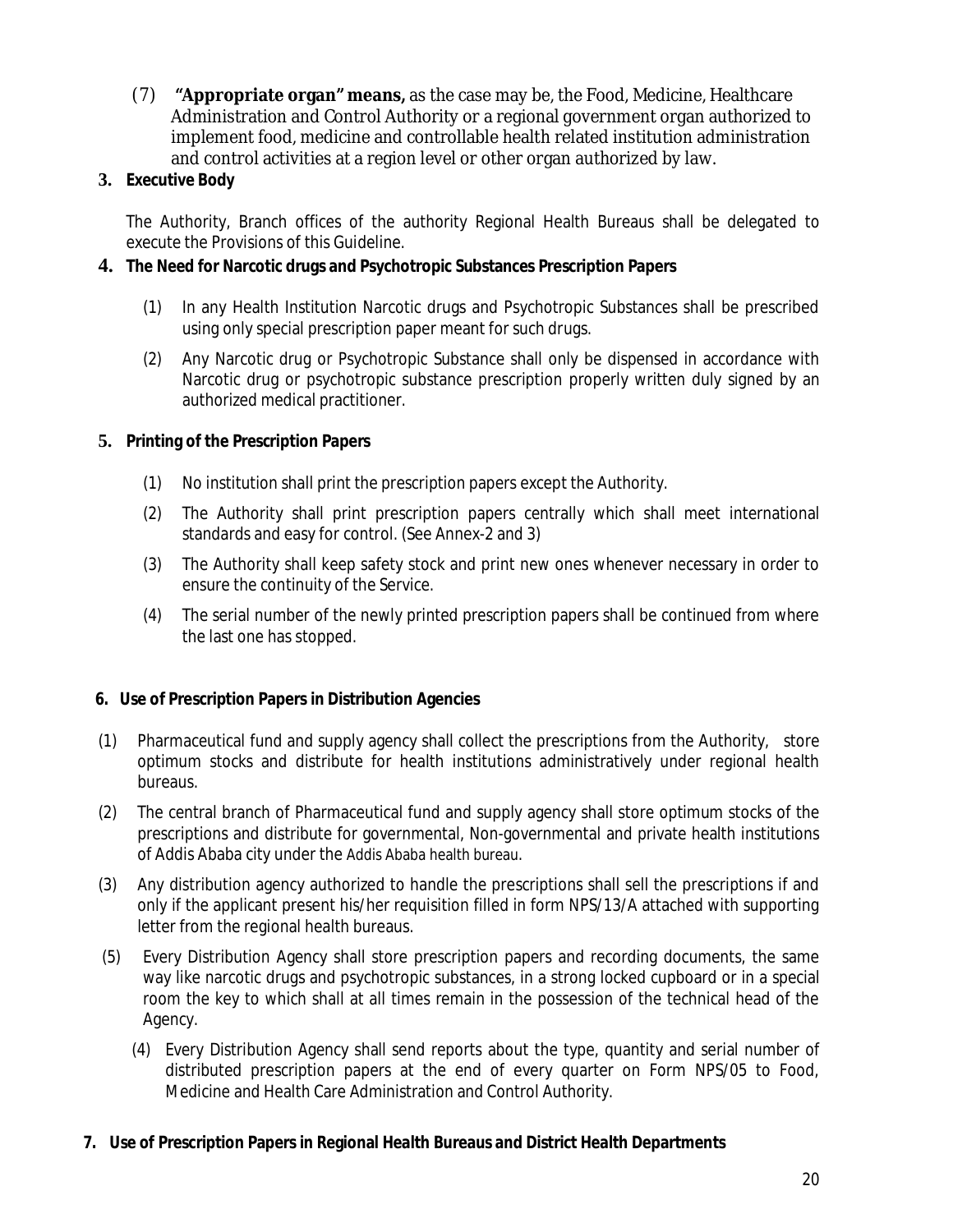(7) **"Appropriate organ" means,** as the case may be, the Food, Medicine, Healthcare Administration and Control Authority or a regional government organ authorized to implement food, medicine and controllable health related institution administration and control activities at a region level or other organ authorized by law.

## 3. Executive Body

The Authority, Branch offices of the authority Regional Health Bureaus shall be delegated to execute the Provisions of this Guideline.

## 4. The Need for Narcotic drugs and Psychotropic Substances Prescription Papers

(1) In any Health Institution Narcotic drugs and Psychotropic Substances shall be prescribed using only special prescription paper meant for such drugs.

(2) Any Narcotic drug or Psychotropic Substance shall only be dispensed in accordance with Narcotic drug or psychotropic substance prescription properly written duly signed by an authorized medical practitioner.

## 5. Printing of the Prescription Papers

(1) No institution shall print the prescription papers except the Authority.

(2) The Authority shall print prescription papers centrally which shall meet international standards and easy for control. (See Annex-2 and 3)

(3) The Authority shall keep safety stock and print new ones whenever necessary in order to ensure the continuity of the Service.

(4) The serial number of the newly printed prescription papers shall be continued from where the last one has stopped.

## 6. Use of Prescription Papers in Distribution Agencies

(1) Pharmaceutical fund and supply agency shall collect the prescriptions from the Authority, store optimum stocks and distribute for health institutions administratively under regional health bureaus.

(2) The central branch of Pharmaceutical fund and supply agency shall store optimum stocks of the prescriptions and distribute for governmental, Non-governmental and private health institutions of Addis Ababa city under the Addis Ababa health bureau.

(3) Any distribution agency authorized to handle the prescriptions shall sell the prescriptions if and only if the applicant present his/her requisition filled in form NPS/13/A attached with supporting letter from the regional health bureaus.

(5) Every Distribution Agency shall store prescription papers and recording documents, the same way like narcotic drugs and psychotropic substances, in a strong locked cupboard or in a special room the key to which shall at all times remain in the possession of the technical head of the Agency.

(4) Every Distribution Agency shall send reports about the type, quantity and serial number of distributed prescription papers at the end of every quarter on Form NPS/05 to Food, Medicine and Health Care Administration and Control Authority.

## 7. Use of Prescription Papers in Regional Health Bureaus and District Health Departments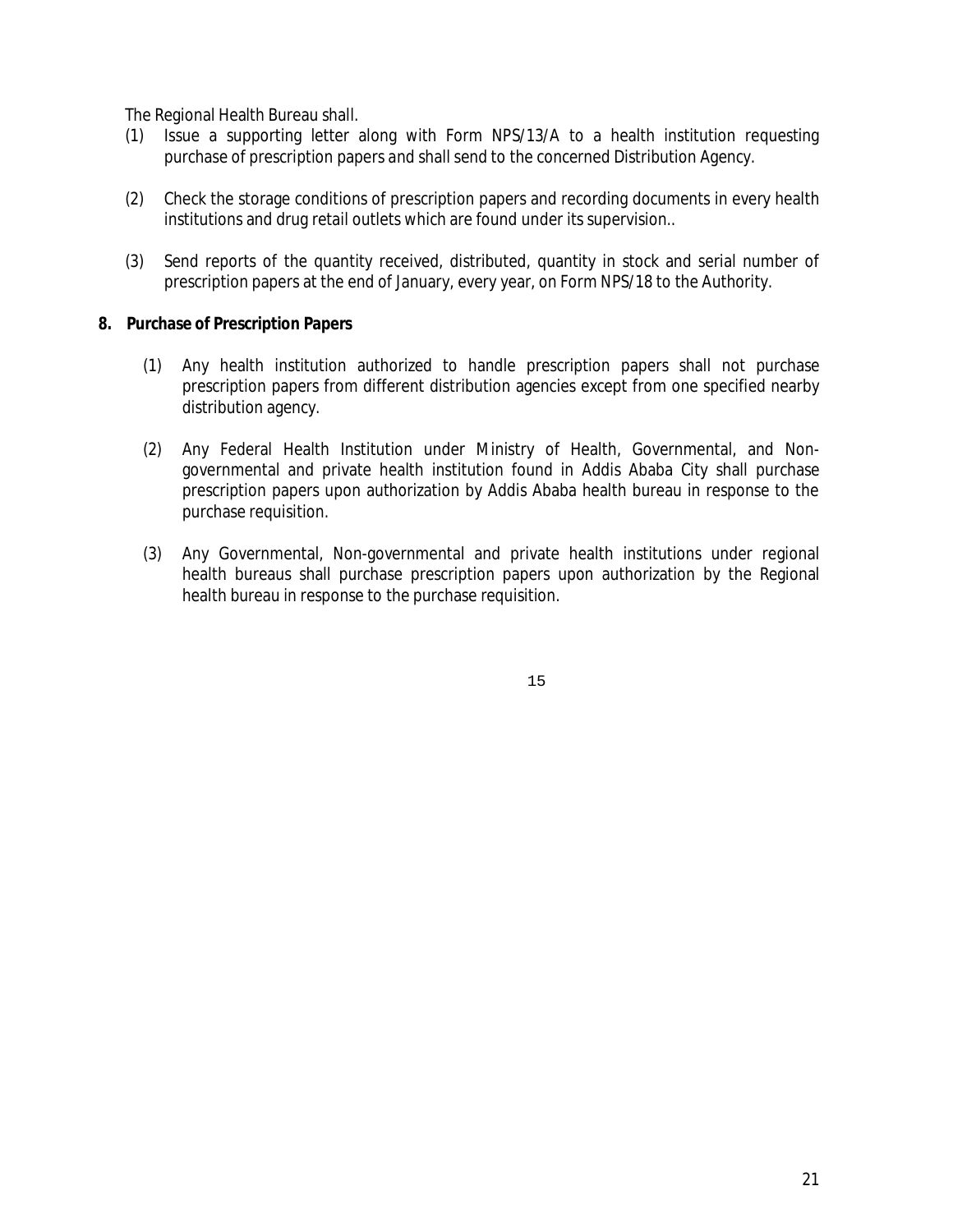The Regional Health Bureau shall.

(1) Issue a supporting letter along with Form NPS/13/A to a health institution requesting purchase of prescription papers and shall send to the concerned Distribution Agency.

(2) Check the storage conditions of prescription papers and recording documents in every health institutions and drug retail outlets which are found under its supervision..

(3) Send reports of the quantity received, distributed, quantity in stock and serial number of prescription papers at the end of January, every year, on Form NPS/18 to the Authority.

**8. Purchase of Prescription Papers**

(1) Any health institution authorized to handle prescription papers shall not purchase prescription papers from different distribution agencies except from one specified nearby distribution agency.

(2) Any Federal Health Institution under Ministry of Health, Governmental, and Non-governmental and private health institution found in Addis Ababa City shall purchase prescription papers upon authorization by Addis Ababa health bureau in response to the purchase requisition.

(3) Any Governmental, Non-governmental and private health institutions under regional health bureaus shall purchase prescription papers upon authorization by the Regional health bureau in response to the purchase requisition.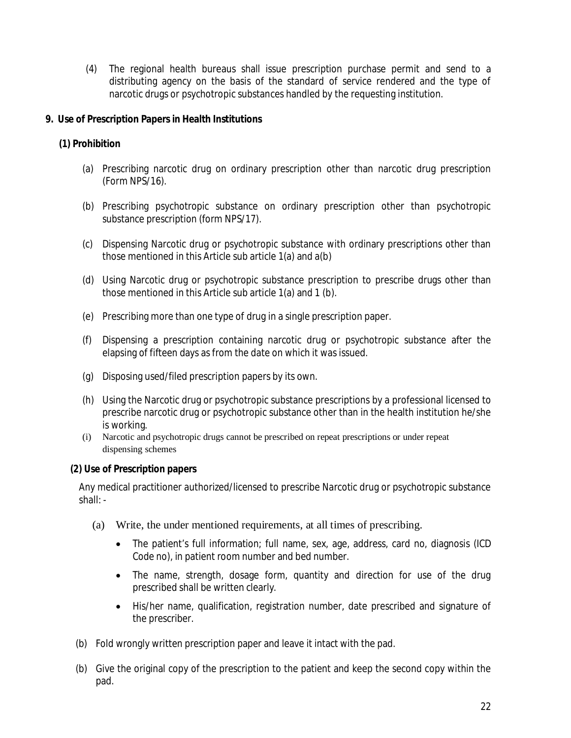(4) The regional health bureaus shall issue prescription purchase permit and send to a distributing agency on the basis of the standard of service rendered and the type of narcotic drugs or psychotropic substances handled by the requesting institution.

**9. Use of Prescription Papers in Health Institutions**

**(1) Prohibition**

(a) Prescribing narcotic drug on ordinary prescription other than narcotic drug prescription (Form NPS/16).

(b) Prescribing psychotropic substance on ordinary prescription other than psychotropic substance prescription (form NPS/17).

(c) Dispensing Narcotic drug or psychotropic substance with ordinary prescriptions other than those mentioned in this Article sub article 1(a) and a(b)

(d) Using Narcotic drug or psychotropic substance prescription to prescribe drugs other than those mentioned in this Article sub article 1(a) and 1 (b).

(e) Prescribing more than one type of drug in a single prescription paper.

(f) Dispensing a prescription containing narcotic drug or psychotropic substance after the elapsing of fifteen days as from the date on which it was issued.

(g) Disposing used/filed prescription papers by its own.

(h) Using the Narcotic drug or psychotropic substance prescriptions by a professional licensed to prescribe narcotic drug or psychotropic substance other than in the health institution he/she is working.

(i) Narcotic and psychotropic drugs cannot be prescribed on repeat prescriptions or under repeat dispensing schemes

**(2) Use of Prescription papers**

Any medical practitioner authorized/licensed to prescribe Narcotic drug or psychotropic substance shall: -

(a) Write, the under mentioned requirements, at all times of prescribing.

- The patient's full information; full name, sex, age, address, card no, diagnosis (ICD Code no), in patient room number and bed number.
- The name, strength, dosage form, quantity and direction for use of the drug prescribed shall be written clearly.
- His/her name, qualification, registration number, date prescribed and signature of the prescriber.

(b) Fold wrongly written prescription paper and leave it intact with the pad.

(b) Give the original copy of the prescription to the patient and keep the second copy within the pad.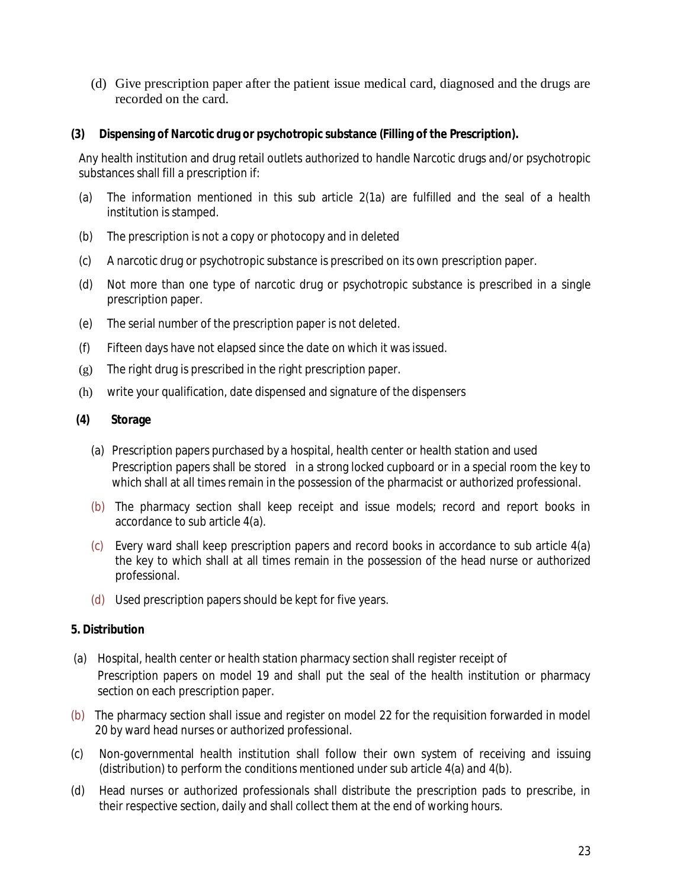(d) Give prescription paper after the patient issue medical card, diagnosed and the drugs are recorded on the card.

**(3) Dispensing of Narcotic drug or psychotropic substance (Filling of the Prescription).**

Any health institution and drug retail outlets authorized to handle Narcotic drugs and/or psychotropic substances shall fill a prescription if:

(a) The information mentioned in this sub article 2(1a) are fulfilled and the seal of a health institution is stamped.

(b) The prescription is not a copy or photocopy and in deleted

(c) A narcotic drug or psychotropic substance is prescribed on its own prescription paper.

(d) Not more than one type of narcotic drug or psychotropic substance is prescribed in a single prescription paper.

(e) The serial number of the prescription paper is not deleted.

(f) Fifteen days have not elapsed since the date on which it was issued.

(g) The right drug is prescribed in the right prescription paper.

(h) write your qualification, date dispensed and signature of the dispensers

**(4) Storage**

(a) Prescription papers purchased by a hospital, health center or health station and used Prescription papers shall be stored in a strong locked cupboard or in a special room the key to which shall at all times remain in the possession of the pharmacist or authorized professional.

(b) The pharmacy section shall keep receipt and issue models; record and report books in accordance to sub article 4(a).

(c) Every ward shall keep prescription papers and record books in accordance to sub article 4(a) the key to which shall at all times remain in the possession of the head nurse or authorized professional.

(d) Used prescription papers should be kept for five years.

**5. Distribution**

(a) Hospital, health center or health station pharmacy section shall register receipt of Prescription papers on model 19 and shall put the seal of the health institution or pharmacy section on each prescription paper.

(b) The pharmacy section shall issue and register on model 22 for the requisition forwarded in model 20 by ward head nurses or authorized professional.

(c) Non-governmental health institution shall follow their own system of receiving and issuing (distribution) to perform the conditions mentioned under sub article 4(a) and 4(b).

(d) Head nurses or authorized professionals shall distribute the prescription pads to prescribe, in their respective section, daily and shall collect them at the end of working hours.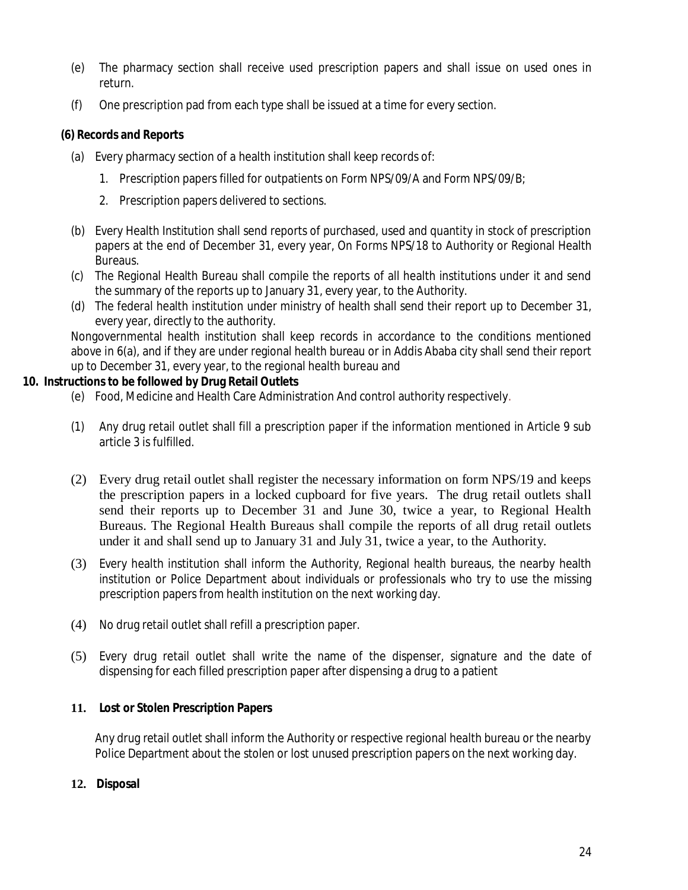(e) The pharmacy section shall receive used prescription papers and shall issue on used ones in return.

(f) One prescription pad from each type shall be issued at a time for every section.

**(6) Records and Reports**

(a) Every pharmacy section of a health institution shall keep records of:

1. Prescription papers filled for outpatients on Form NPS/09/A and Form NPS/09/B;
2. Prescription papers delivered to sections.

(b) Every Health Institution shall send reports of purchased, used and quantity in stock of prescription papers at the end of December 31, every year, On Forms NPS/18 to Authority or Regional Health Bureaus.

(c) The Regional Health Bureau shall compile the reports of all health institutions under it and send the summary of the reports up to January 31, every year, to the Authority.

(d) The federal health institution under ministry of health shall send their report up to December 31, every year, directly to the authority.

Nongovernmental health institution shall keep records in accordance to the conditions mentioned above in 6(a), and if they are under regional health bureau or in Addis Ababa city shall send their report up to December 31, every year, to the regional health bureau and

**10. Instructions to be followed by Drug Retail Outlets**

(e) Food, Medicine and Health Care Administration And control authority respectively.

(1) Any drug retail outlet shall fill a prescription paper if the information mentioned in Article 9 sub article 3 is fulfilled.

(2) Every drug retail outlet shall register the necessary information on form NPS/19 and keeps the prescription papers in a locked cupboard for five years. The drug retail outlets shall send their reports up to December 31 and June 30, twice a year, to Regional Health Bureaus. The Regional Health Bureaus shall compile the reports of all drug retail outlets under it and shall send up to January 31 and July 31, twice a year, to the Authority.

(3) Every health institution shall inform the Authority, Regional health bureaus, the nearby health institution or Police Department about individuals or professionals who try to use the missing prescription papers from health institution on the next working day.

(4) No drug retail outlet shall refill a prescription paper.

(5) Every drug retail outlet shall write the name of the dispenser, signature and the date of dispensing for each filled prescription paper after dispensing a drug to a patient

**11. Lost or Stolen Prescription Papers**

Any drug retail outlet shall inform the Authority or respective regional health bureau or the nearby Police Department about the stolen or lost unused prescription papers on the next working day.

**12. Disposal**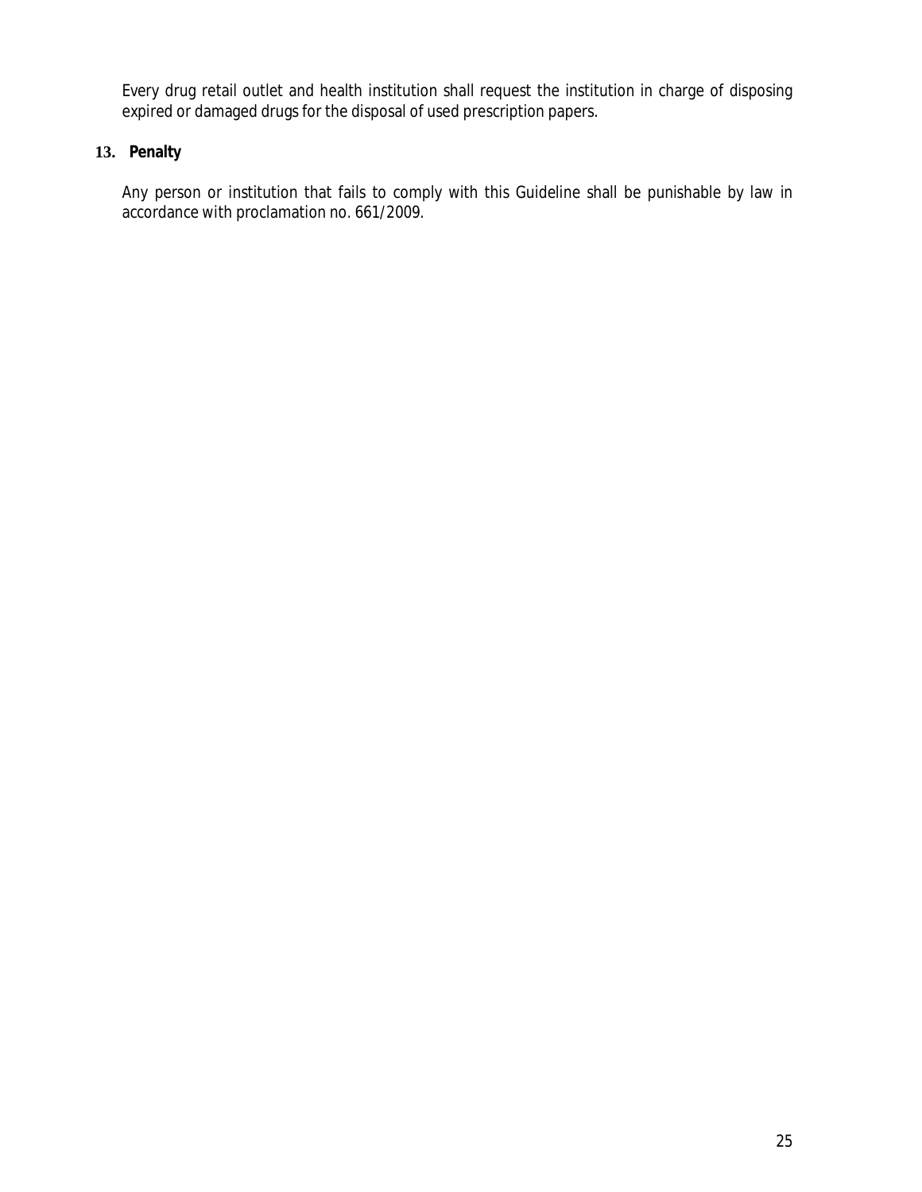Every drug retail outlet and health institution shall request the institution in charge of disposing expired or damaged drugs for the disposal of used prescription papers.

## 13. Penalty

Any person or institution that fails to comply with this Guideline shall be punishable by law in accordance with proclamation no. 661/2009.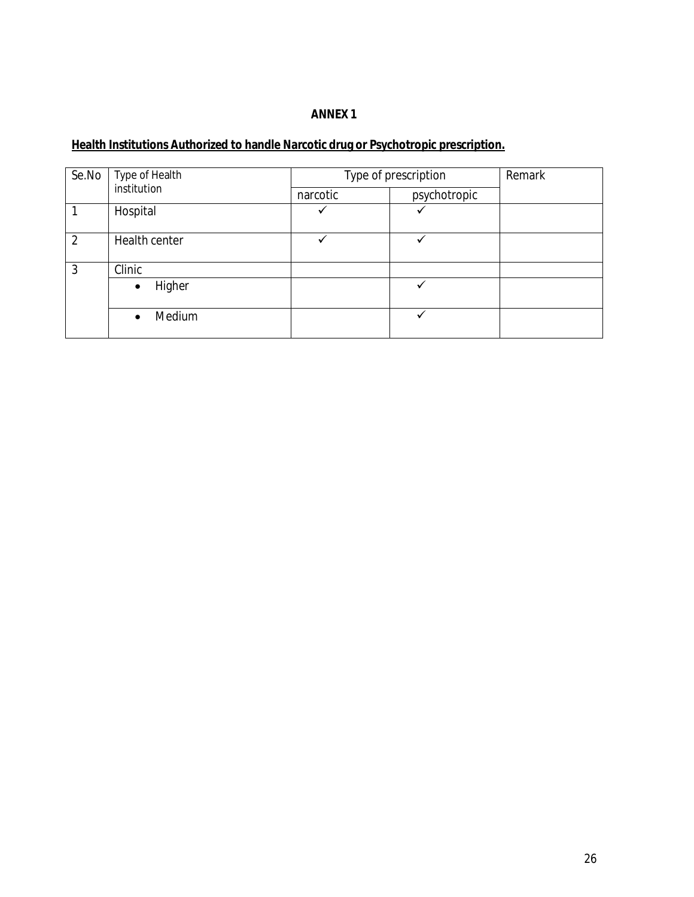## ANNEX 1

**Health Institutions Authorized to handle Narcotic drug or Psychotropic prescription.**

| Se.No | Type of Health institution | Type of prescription | | Remark |
|---|---|---|---|---|
| | | narcotic | psychotropic | |
| 1 | Hospital | ✓ | ✓ | |
| 2 | Health center | ✓ | ✓ | |
| 3 | Clinic | | | |
| | • Higher | | ✓ | |
| | • Medium | | ✓ | |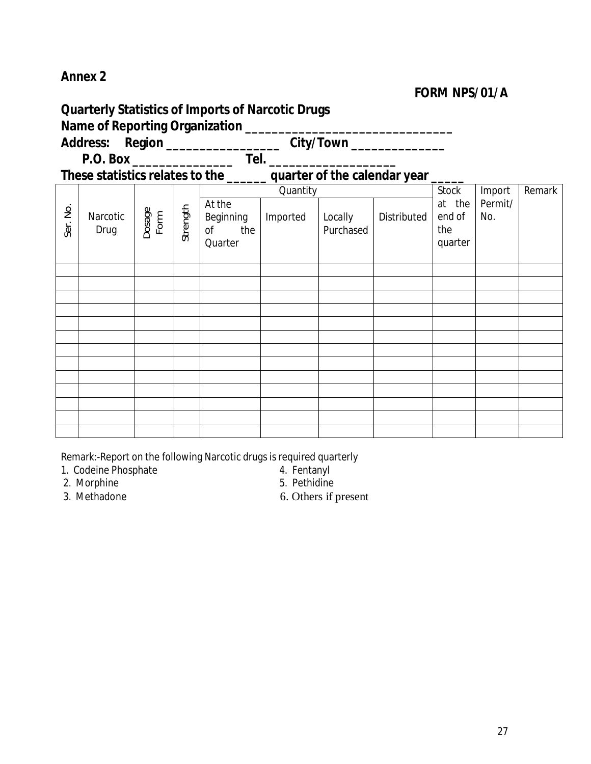**Annex 2**

**FORM NPS/01/A**

**Quarterly Statistics of Imports of Narcotic Drugs**

**Name of Reporting Organization ______________________________**

**Address: Region ________________ City/Town _____________**

**P.O. Box ______________ Tel. _________________**

**These statistics relates to the ______ quarter of the calendar year _____**

| Ser. No. | Narcotic Drug | Dosage Form | Strength | Quantity | | | | Stock at the end of the quarter | Import Permit/ No. | Remark |
|---|---|---|---|---|---|---|---|---|---|---|
| | | | | At the Beginning of the Quarter | Imported | Locally Purchased | Distributed | | | |
| | | | | | | | | | | |
| | | | | | | | | | | |
| | | | | | | | | | | |
| | | | | | | | | | | |
| | | | | | | | | | | |
| | | | | | | | | | | |
| | | | | | | | | | | |
| | | | | | | | | | | |
| | | | | | | | | | | |
| | | | | | | | | | | |
| | | | | | | | | | | |
| | | | | | | | | | | |
| | | | | | | | | | | |

Remark:-Report on the following Narcotic drugs is required quarterly

1. Codeine Phosphate
2. Morphine
3. Methadone
4. Fentanyl
5. Pethidine
6. Others if present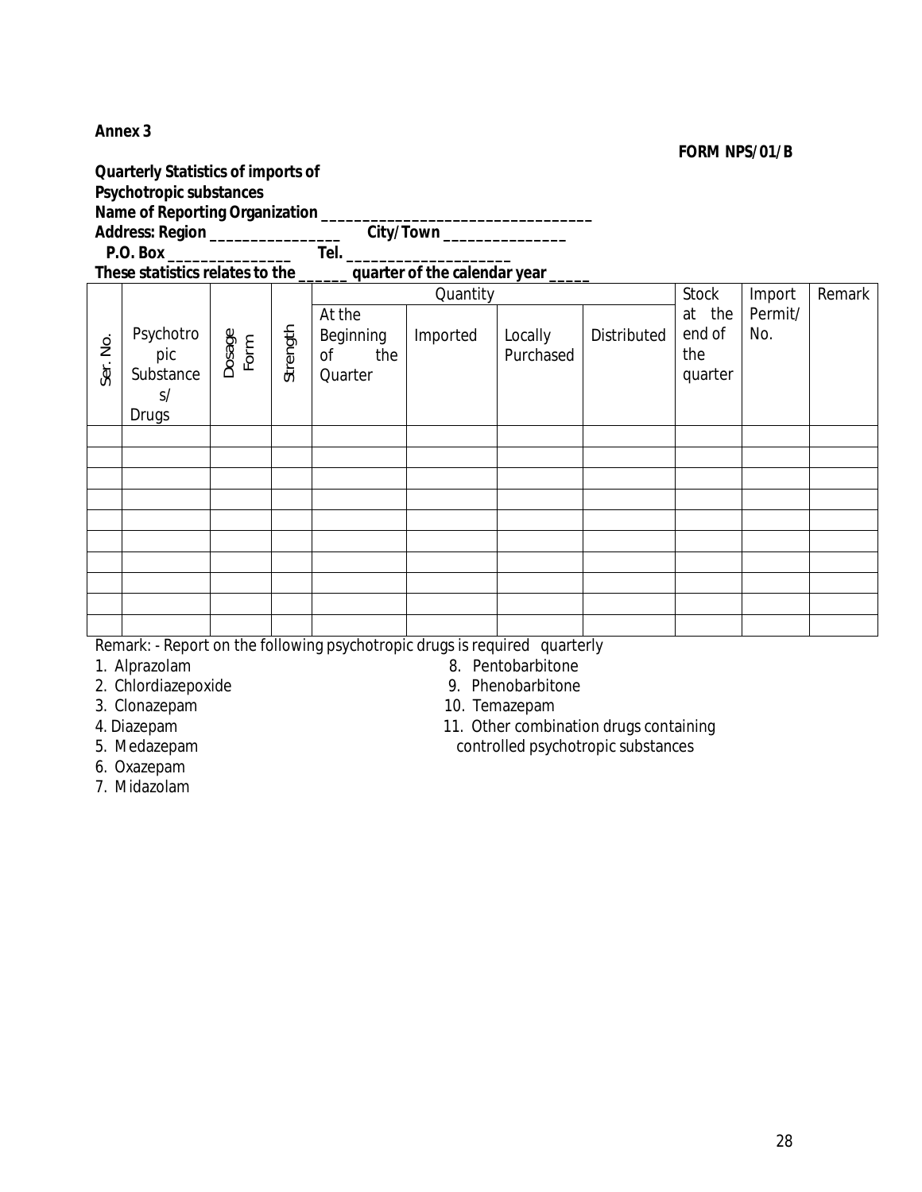**Annex 3**

**FORM NPS/01/B**

**Quarterly Statistics of imports of Psychotropic substances**

**Name of Reporting Organization ________________________________**

**Address: Region ________________ City/Town _______________**

**P.O. Box _______________ Tel. ____________________**

**These statistics relates to the ______ quarter of the calendar year _____**

| Ser. No. | Psychotropic Substances/ Drugs | Dosage Form | Strength | Quantity | | | | Stock at the end of the quarter | Import Permit/ No. | Remark |
|---|---|---|---|---|---|---|---|---|---|---|
| | | | | At the Beginning of the Quarter | Imported | Locally Purchased | Distributed | | | |
| | | | | | | | | | | |
| | | | | | | | | | | |
| | | | | | | | | | | |
| | | | | | | | | | | |
| | | | | | | | | | | |
| | | | | | | | | | | |
| | | | | | | | | | | |
| | | | | | | | | | | |
| | | | | | | | | | | |
| | | | | | | | | | | |

Remark: - Report on the following psychotropic drugs is required quarterly

1. Alprazolam
2. Chlordiazepoxide
3. Clonazepam
4. Diazepam
5. Medazepam
6. Oxazepam
7. Midazolam
8. Pentobarbitone
9. Phenobarbitone
10. Temazepam
11. Other combination drugs containing controlled psychotropic substances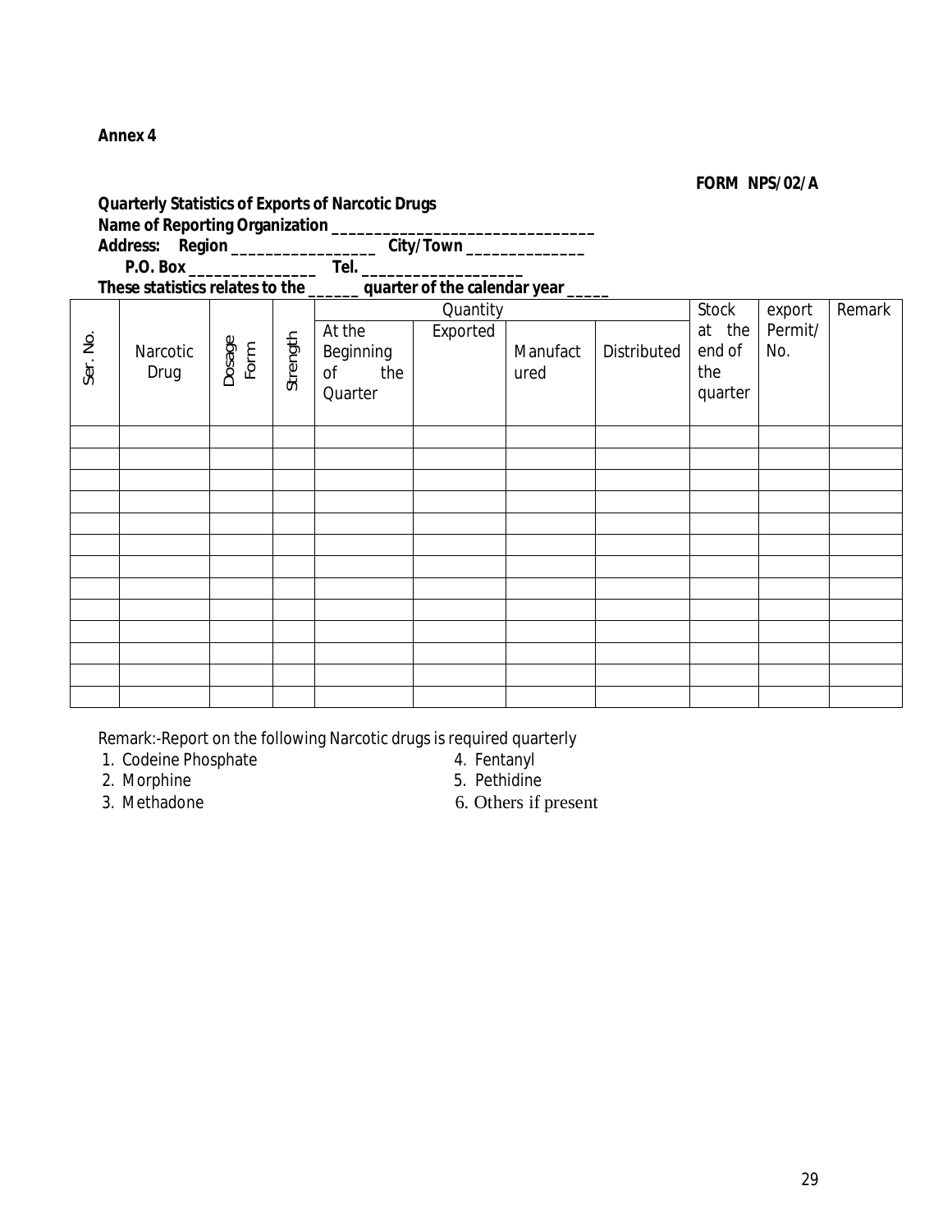**Annex 4**

**FORM NPS/02/A**

**Quarterly Statistics of Exports of Narcotic Drugs**

**Name of Reporting Organization ______________________________**

**Address: Region ________________ City/Town _____________**

**P.O. Box _______________ Tel. __________________**

**These statistics relates to the ______ quarter of the calendar year _____**

| Ser. No. | Narcotic Drug | Dosage Form | Strength | Quantity | | | | Stock at the end of the quarter | export Permit/ No. | Remark |
|---|---|---|---|---|---|---|---|---|---|---|
| | | | | At the Beginning of the Quarter | Exported | Manufactured | Distributed | | | |
| | | | | | | | | | | |
| | | | | | | | | | | |
| | | | | | | | | | | |
| | | | | | | | | | | |
| | | | | | | | | | | |
| | | | | | | | | | | |
| | | | | | | | | | | |
| | | | | | | | | | | |
| | | | | | | | | | | |
| | | | | | | | | | | |
| | | | | | | | | | | |
| | | | | | | | | | | |
| | | | | | | | | | | |

Remark:-Report on the following Narcotic drugs is required quarterly

1. Codeine Phosphate
2. Morphine
3. Methadone
4. Fentanyl
5. Pethidine
6. Others if present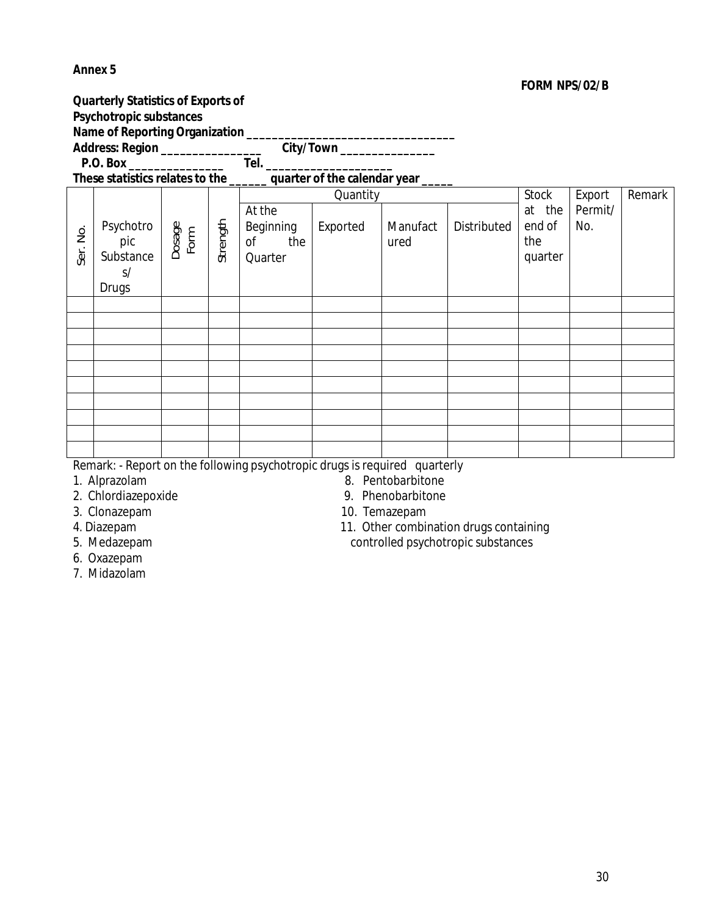**Annex 5**

**FORM NPS/02/B**

**Quarterly Statistics of Exports of Psychotropic substances**

**Name of Reporting Organization ________________________________**

**Address: Region ________________ City/Town _______________**

**P.O. Box _______________ Tel. ____________________**

**These statistics relates to the ______ quarter of the calendar year _____**

| Ser. No. | Psychotropic Substances/ Drugs | Dosage Form | Strength | Quantity | | | | Stock at the end of the quarter | Export Permit/ No. | Remark |
|---|---|---|---|---|---|---|---|---|---|---|
| | | | | At the Beginning of the Quarter | Exported | Manufactured | Distributed | | | |
| | | | | | | | | | | |
| | | | | | | | | | | |
| | | | | | | | | | | |
| | | | | | | | | | | |
| | | | | | | | | | | |
| | | | | | | | | | | |
| | | | | | | | | | | |
| | | | | | | | | | | |
| | | | | | | | | | | |
| | | | | | | | | | | |

Remark: - Report on the following psychotropic drugs is required quarterly

1. Alprazolam
2. Chlordiazepoxide
3. Clonazepam
4. Diazepam
5. Medazepam
6. Oxazepam
7. Midazolam
8. Pentobarbitone
9. Phenobarbitone
10. Temazepam
11. Other combination drugs containing controlled psychotropic substances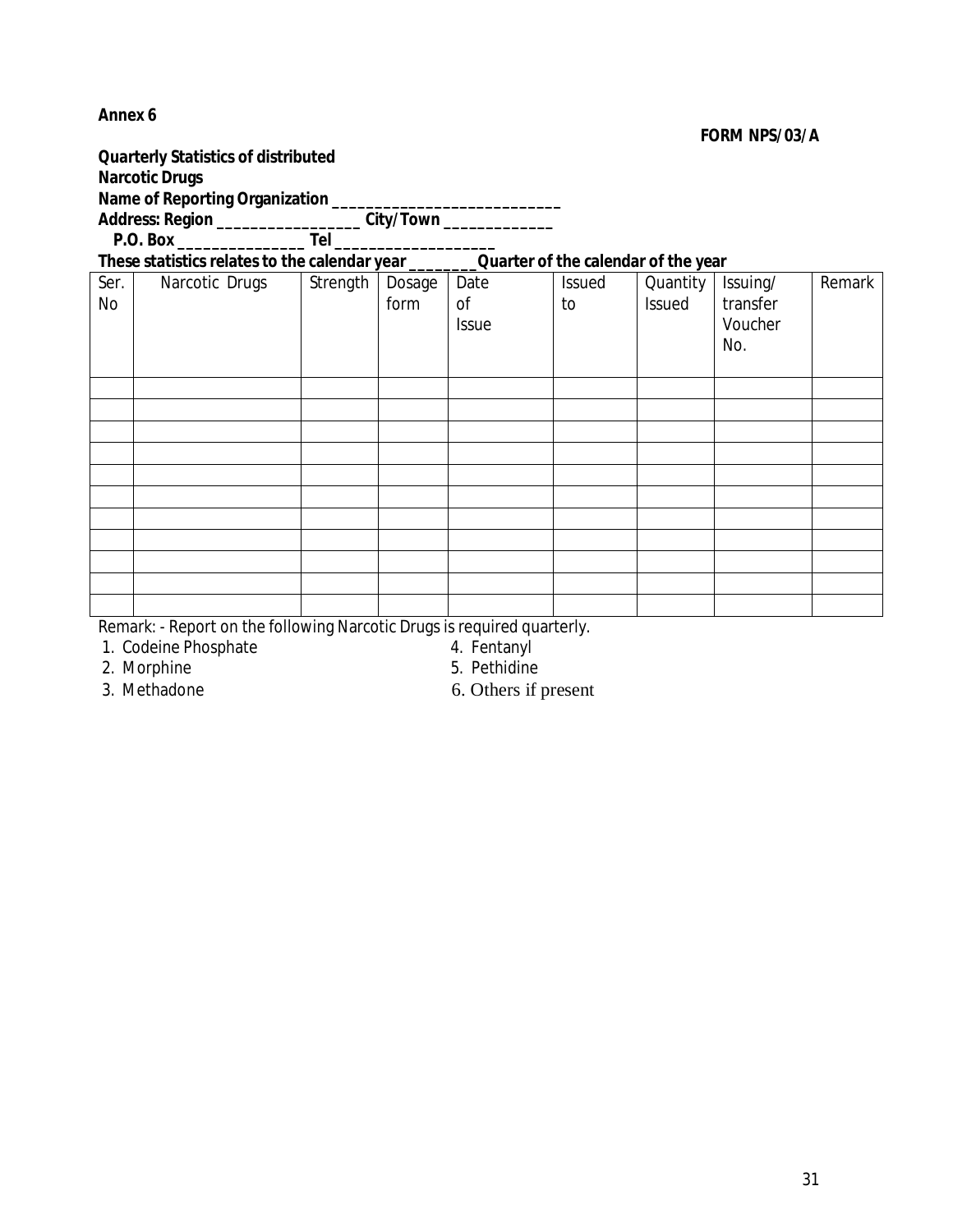**Annex 6**

**FORM NPS/03/A**

**Quarterly Statistics of distributed Narcotic Drugs**

**Name of Reporting Organization ___________________________**

**Address: Region _________________ City/Town _____________**

**P.O. Box _______________ Tel __________________**

**These statistics relates to the calendar year ________Quarter of the calendar of the year**

| Ser. No | Narcotic Drugs | Strength | Dosage form | Date of Issue | Issued to | Quantity Issued | Issuing/ transfer Voucher No. | Remark |
|---|---|---|---|---|---|---|---|---|
| | | | | | | | | |
| | | | | | | | | |
| | | | | | | | | |
| | | | | | | | | |
| | | | | | | | | |
| | | | | | | | | |
| | | | | | | | | |
| | | | | | | | | |
| | | | | | | | | |
| | | | | | | | | |
| | | | | | | | | |

Remark: - Report on the following Narcotic Drugs is required quarterly.

1. Codeine Phosphate
2. Morphine
3. Methadone
4. Fentanyl
5. Pethidine
6. Others if present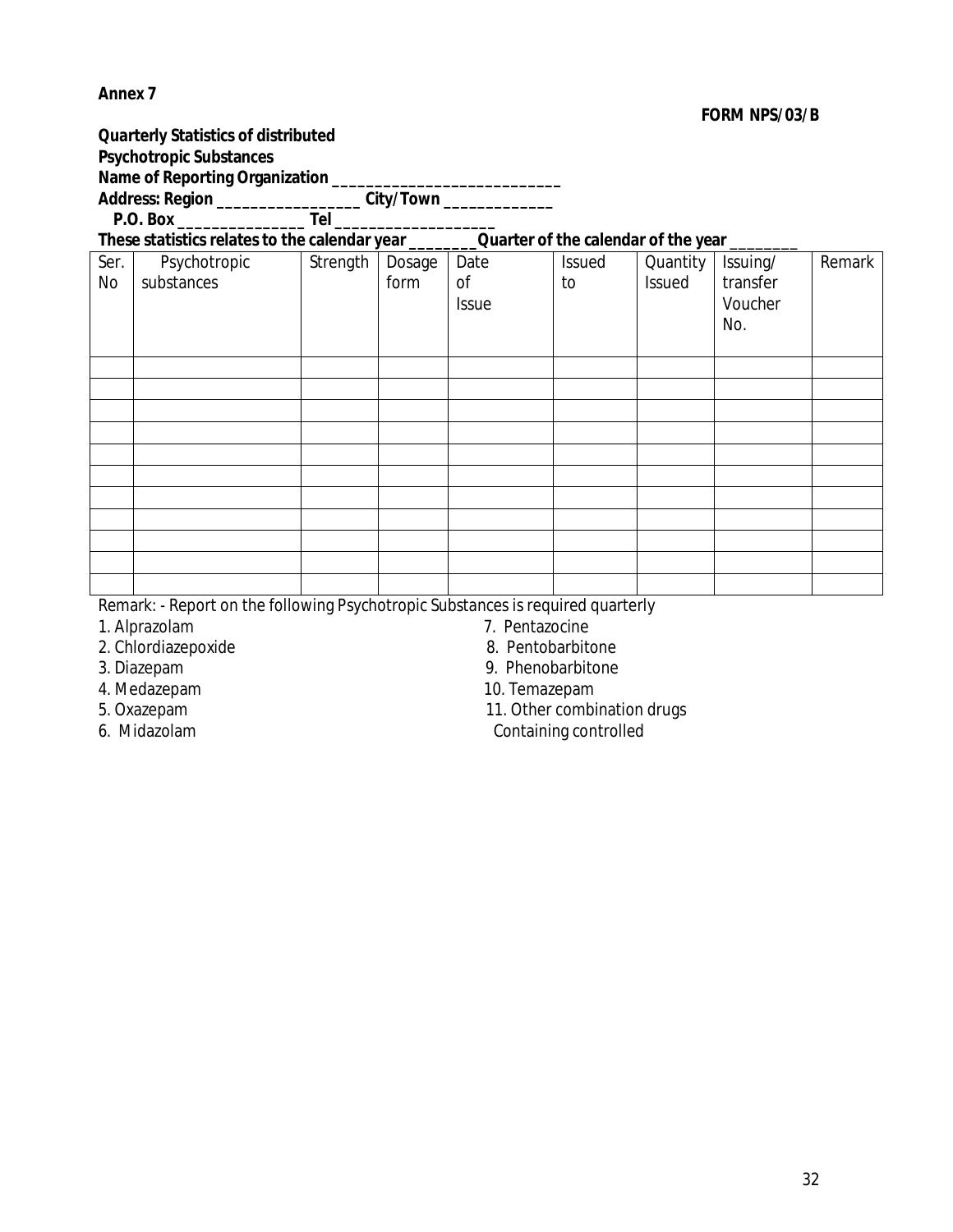**Annex 7**

**FORM NPS/03/B**

**Quarterly Statistics of distributed Psychotropic Substances**

**Name of Reporting Organization ___________________________**

**Address: Region _________________ City/Town _____________**

**P.O. Box _______________ Tel ___________________**

**These statistics relates to the calendar year ________Quarter of the calendar of the year ________**

| Ser. No | Psychotropic substances | Strength | Dosage form | Date of Issue | Issued to | Quantity Issued | Issuing/ transfer Voucher No. | Remark |
|---|---|---|---|---|---|---|---|---|
| | | | | | | | | |
| | | | | | | | | |
| | | | | | | | | |
| | | | | | | | | |
| | | | | | | | | |
| | | | | | | | | |
| | | | | | | | | |
| | | | | | | | | |
| | | | | | | | | |
| | | | | | | | | |
| | | | | | | | | |

Remark: - Report on the following Psychotropic Substances is required quarterly

1. Alprazolam
2. Chlordiazepoxide
3. Diazepam
4. Medazepam
5. Oxazepam
6. Midazolam
7. Pentazocine
8. Pentobarbitone
9. Phenobarbitone
10. Temazepam
11. Other combination drugs Containing controlled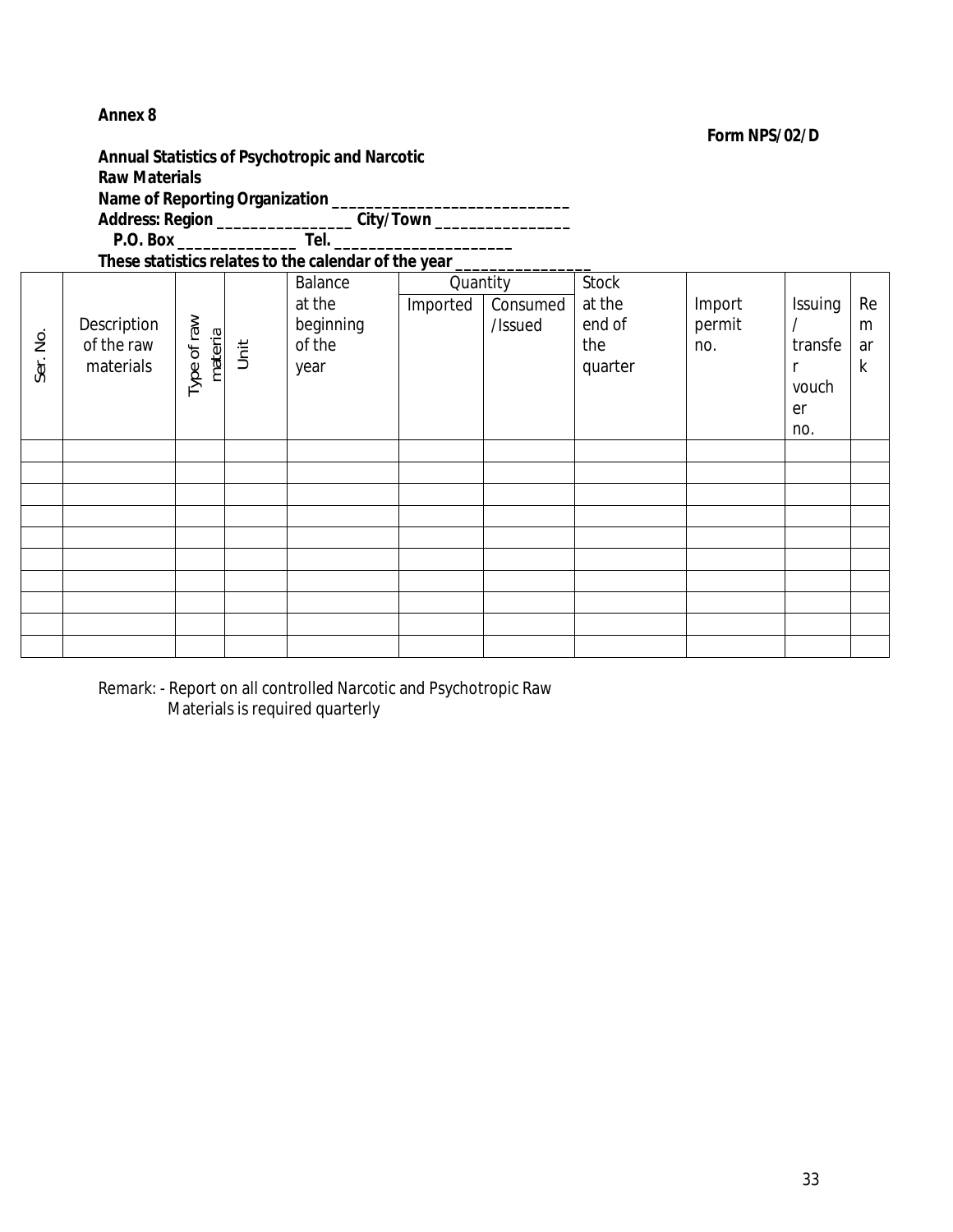**Annex 8**

**Form NPS/02/D**

**Annual Statistics of Psychotropic and Narcotic Raw Materials**

**Name of Reporting Organization ____________________________**

**Address: Region ________________ City/Town ________________**

**P.O. Box ______________ Tel. _____________________**

**These statistics relates to the calendar of the year _______________**

| Ser. No. | Description of the raw materials | Type of raw materia | Unit | Balance at the beginning of the year | Quantity | | Stock at the end of the quarter | Import permit no. | Issuing / transfer voucher no. | Remark |
|---|---|---|---|---|---|---|---|---|---|---|
| | | | | | Imported | Consumed /Issued | | | | |
| | | | | | | | | | | |
| | | | | | | | | | | |
| | | | | | | | | | | |
| | | | | | | | | | | |
| | | | | | | | | | | |
| | | | | | | | | | | |
| | | | | | | | | | | |
| | | | | | | | | | | |
| | | | | | | | | | | |
| | | | | | | | | | | |

Remark: - Report on all controlled Narcotic and Psychotropic Raw Materials is required quarterly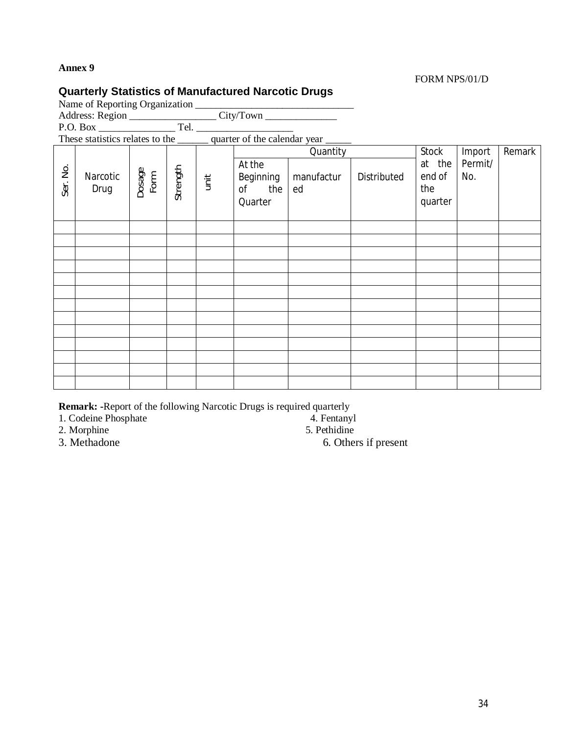**Annex 9**

FORM NPS/01/D

## Quarterly Statistics of Manufactured Narcotic Drugs

Name of Reporting Organization _______________________________

Address: Region _________________ City/Town ______________

P.O. Box _______________ Tel. ____________________

These statistics relates to the ______ quarter of the calendar year _____

| Ser. No. | Narcotic Drug | Dosage Form | Strength | unit | Quantity | | | Stock at the end of the quarter | Import Permit/ No. | Remark |
|---|---|---|---|---|---|---|---|---|---|---|
| | | | | | At the Beginning of the Quarter | manufactured | Distributed | | | |
| | | | | | | | | | | |
| | | | | | | | | | | |
| | | | | | | | | | | |
| | | | | | | | | | | |
| | | | | | | | | | | |
| | | | | | | | | | | |
| | | | | | | | | | | |
| | | | | | | | | | | |
| | | | | | | | | | | |
| | | | | | | | | | | |
| | | | | | | | | | | |
| | | | | | | | | | | |
| | | | | | | | | | | |

**Remark:** -Report of the following Narcotic Drugs is required quarterly

1. Codeine Phosphate
2. Morphine
3. Methadone
4. Fentanyl
5. Pethidine
6. Others if present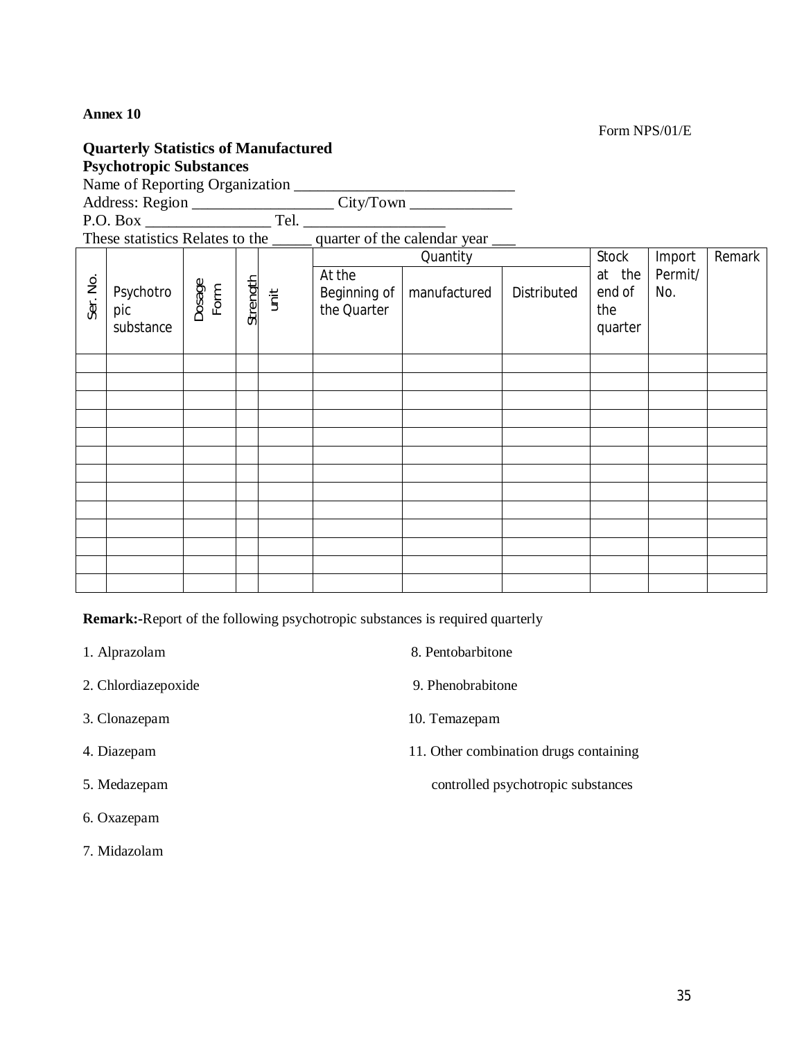**Annex 10**

Form NPS/01/E

**Quarterly Statistics of Manufactured Psychotropic Substances**

Name of Reporting Organization ____________________________

Address: Region _________________ City/Town _____________

P.O. Box ________________ Tel. __________________

These statistics Relates to the _____ quarter of the calendar year ___

| Ser. No. | Psychotropic substance | Dosage Form | Strength | unit | Quantity | | | Stock at the end of the quarter | Import Permit/ No. | Remark |
|---|---|---|---|---|---|---|---|---|---|---|
| | | | | | At the Beginning of the Quarter | manufactured | Distributed | | | |
| | | | | | | | | | | |
| | | | | | | | | | | |
| | | | | | | | | | | |
| | | | | | | | | | | |
| | | | | | | | | | | |
| | | | | | | | | | | |
| | | | | | | | | | | |
| | | | | | | | | | | |
| | | | | | | | | | | |
| | | | | | | | | | | |
| | | | | | | | | | | |
| | | | | | | | | | | |
| | | | | | | | | | | |

**Remark:-**Report of the following psychotropic substances is required quarterly

1. Alprazolam
2. Chlordiazepoxide
3. Clonazepam
4. Diazepam
5. Medazepam
6. Oxazepam
7. Midazolam
8. Pentobarbitone
9. Phenobrabitone
10. Temazepam
11. Other combination drugs containing controlled psychotropic substances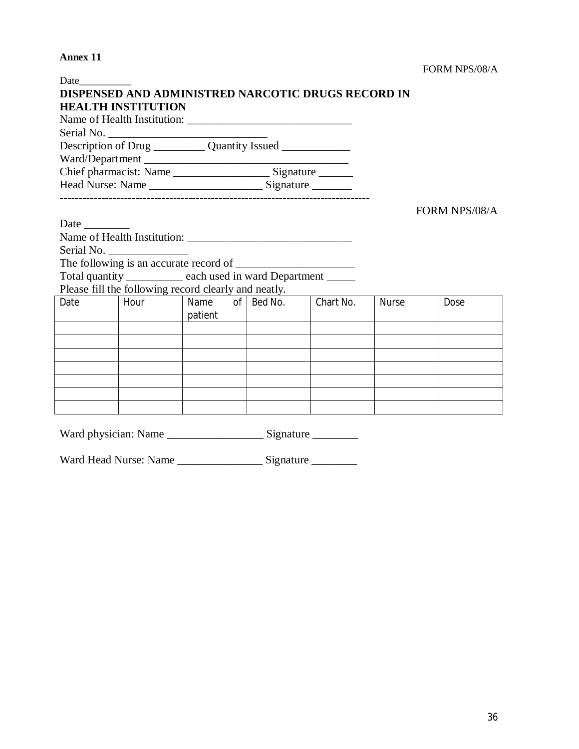**Annex 11**

FORM NPS/08/A

Date__________

**DISPENSED AND ADMINISTRED NARCOTIC DRUGS RECORD IN HEALTH INSTITUTION**

Name of Health Institution: ______________________________

Serial No. ____________________________

Description of Drug _________ Quantity Issued ____________

Ward/Department ______________________________________

Chief pharmacist: Name _________________ Signature ______

Head Nurse: Name ____________________ Signature _______

-------------------------------------------------------------------------------

FORM NPS/08/A

Date ________

Name of Health Institution: ______________________________

Serial No. ______________

The following is an accurate record of _____________________

Total quantity __________ each used in ward Department _____

Please fill the following record clearly and neatly.

| Date | Hour | Name of patient | Bed No. | Chart No. | Nurse | Dose |
|---|---|---|---|---|---|---|
| | | | | | | |
| | | | | | | |
| | | | | | | |
| | | | | | | |
| | | | | | | |
| | | | | | | |
| | | | | | | |

Ward physician: Name _________________ Signature ________

Ward Head Nurse: Name _______________ Signature ________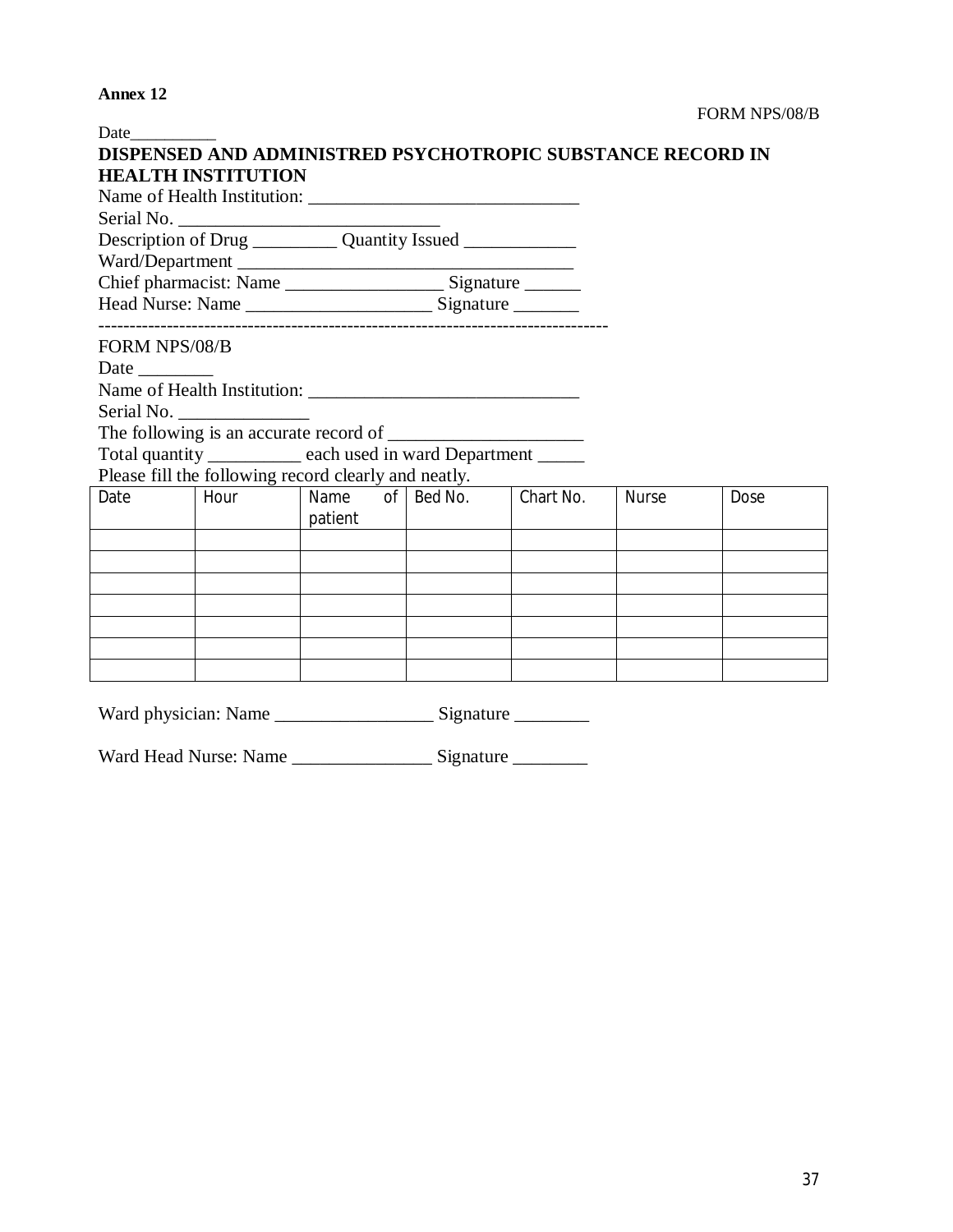**Annex 12**

FORM NPS/08/B

Date__________

**DISPENSED AND ADMINISTRED PSYCHOTROPIC SUBSTANCE RECORD IN HEALTH INSTITUTION**

Name of Health Institution: _____________________________

Serial No. ____________________________

Description of Drug _________ Quantity Issued ____________

Ward/Department ____________________________________

Chief pharmacist: Name _________________ Signature ______

Head Nurse: Name ____________________ Signature _______

--------------------------------------------------------------------------------

FORM NPS/08/B

Date ________

Name of Health Institution: _____________________________

Serial No. ______________

The following is an accurate record of _____________________

Total quantity __________ each used in ward Department _____

Please fill the following record clearly and neatly.

| Date | Hour | Name of patient | Bed No. | Chart No. | Nurse | Dose |
|---|---|---|---|---|---|---|
| | | | | | | |
| | | | | | | |
| | | | | | | |
| | | | | | | |
| | | | | | | |
| | | | | | | |
| | | | | | | |

Ward physician: Name _________________ Signature ________

Ward Head Nurse: Name _______________ Signature ________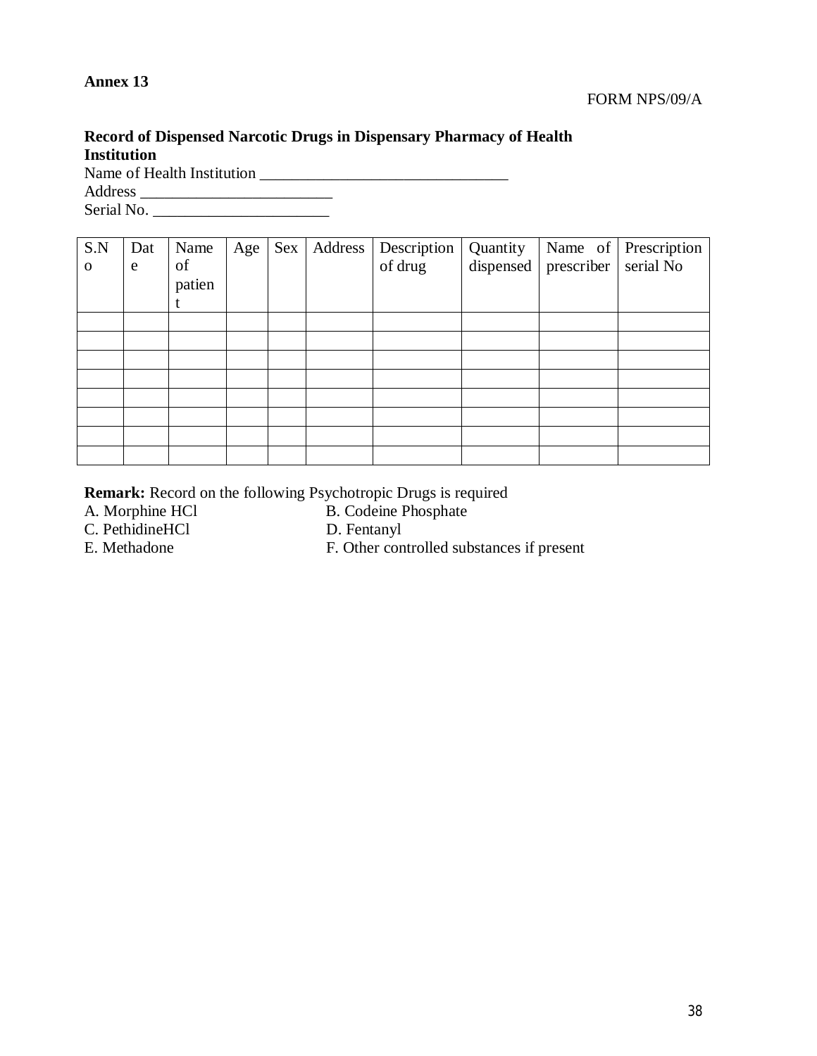**Annex 13**

FORM NPS/09/A

**Record of Dispensed Narcotic Drugs in Dispensary Pharmacy of Health Institution**

Name of Health Institution ________________________________

Address _________________________

Serial No. _______________________

| S.No | Date | Name of patient | Age | Sex | Address | Description of drug | Quantity dispensed | Name of prescriber | Prescription serial No |
|---|---|---|---|---|---|---|---|---|---|
| | | | | | | | | | |
| | | | | | | | | | |
| | | | | | | | | | |
| | | | | | | | | | |
| | | | | | | | | | |
| | | | | | | | | | |
| | | | | | | | | | |
| | | | | | | | | | |

**Remark:** Record on the following Psychotropic Drugs is required

A. Morphine HCl
B. Codeine Phosphate
C. PethidineHCl
D. Fentanyl
E. Methadone
F. Other controlled substances if present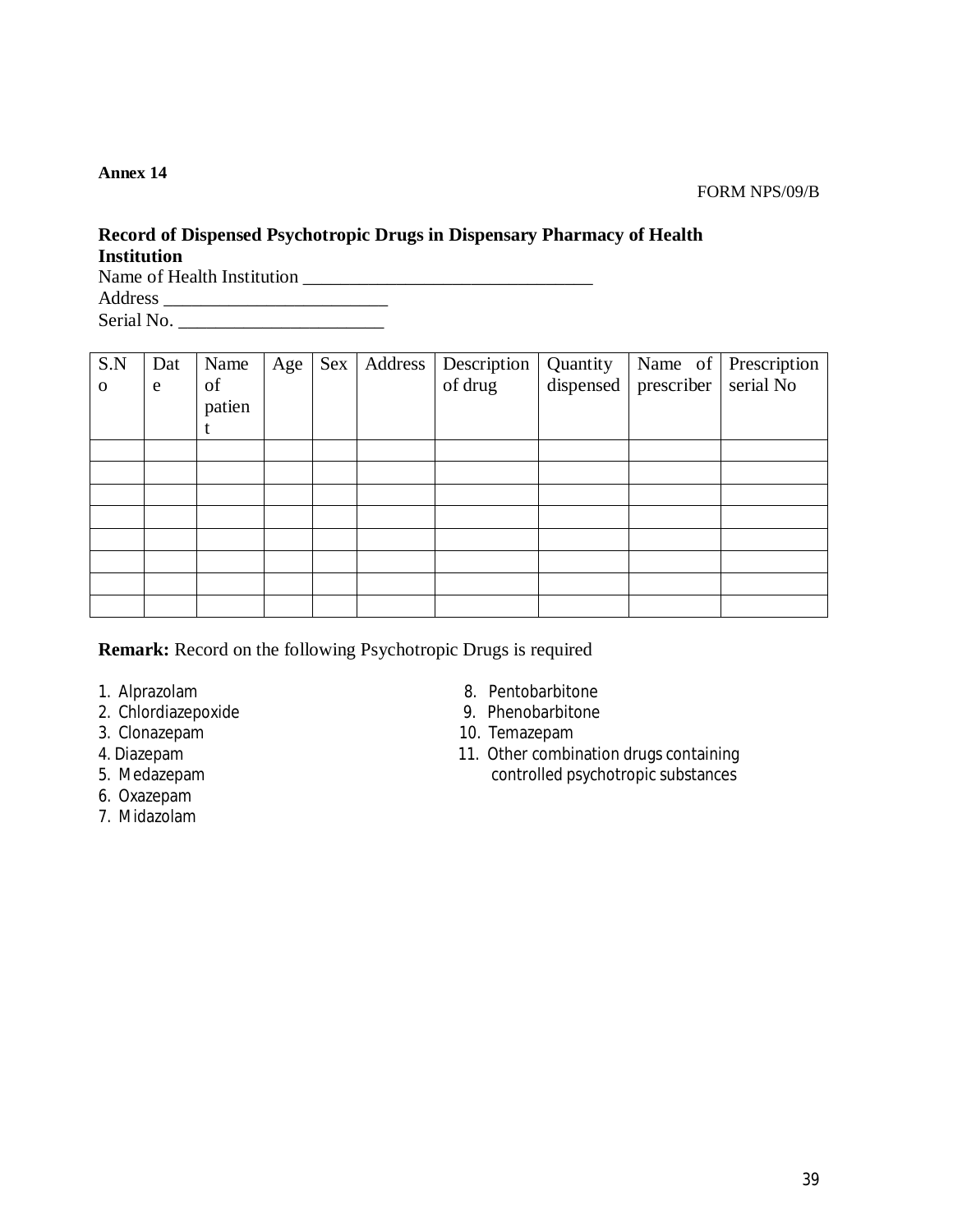**Annex 14**

FORM NPS/09/B

**Record of Dispensed Psychotropic Drugs in Dispensary Pharmacy of Health Institution**

Name of Health Institution ________________________________

Address _________________________

Serial No. _______________________

| S.No | Date | Name of patient | Age | Sex | Address | Description of drug | Quantity dispensed | Name of prescriber | Prescription serial No |
|---|---|---|---|---|---|---|---|---|---|
| | | | | | | | | | |
| | | | | | | | | | |
| | | | | | | | | | |
| | | | | | | | | | |
| | | | | | | | | | |
| | | | | | | | | | |
| | | | | | | | | | |
| | | | | | | | | | |

**Remark:** Record on the following Psychotropic Drugs is required

1. Alprazolam
2. Chlordiazepoxide
3. Clonazepam
4. Diazepam
5. Medazepam
6. Oxazepam
7. Midazolam
8. Pentobarbitone
9. Phenobarbitone
10. Temazepam
11. Other combination drugs containing controlled psychotropic substances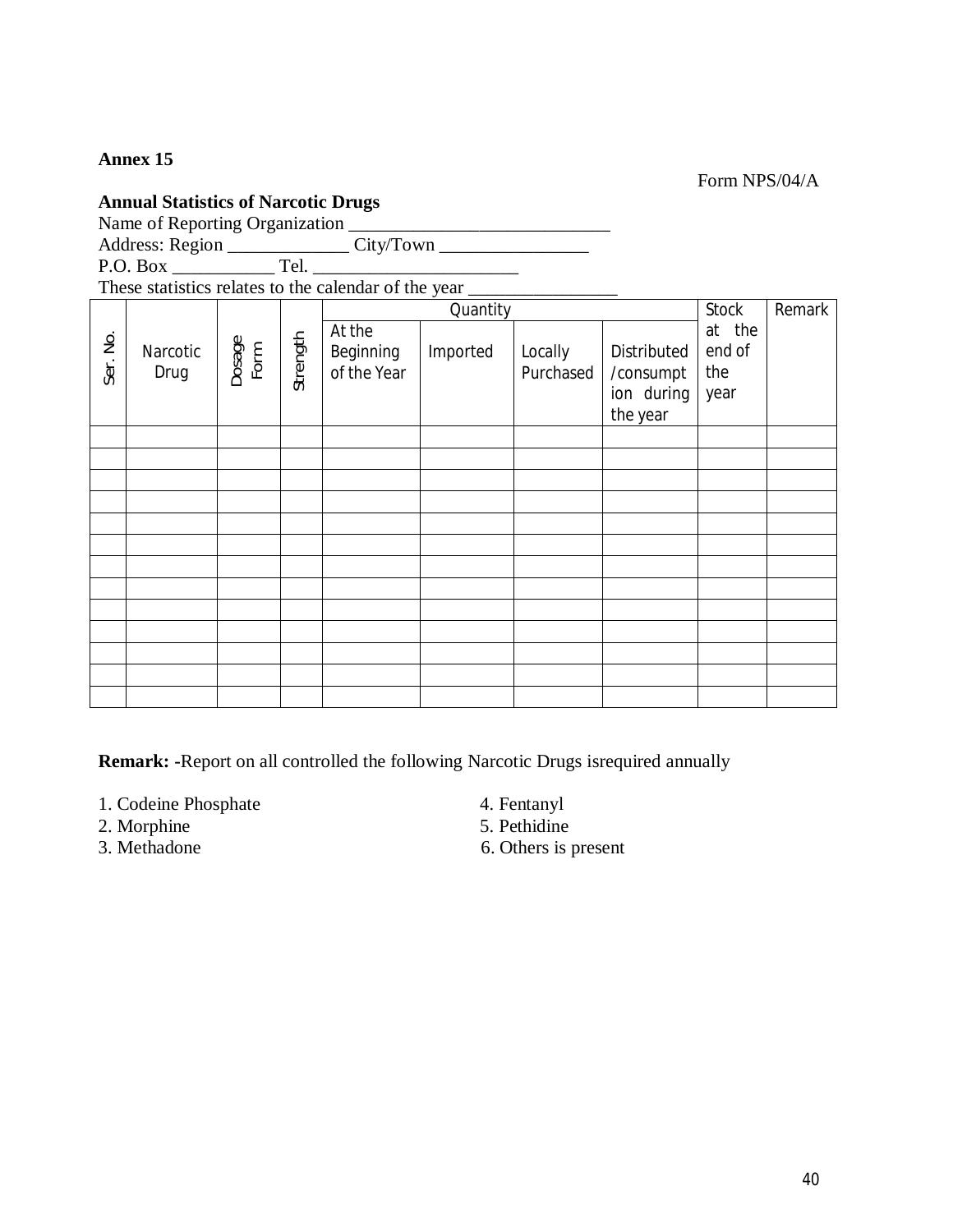**Annex 15**

Form NPS/04/A

**Annual Statistics of Narcotic Drugs**

Name of Reporting Organization ____________________________

Address: Region _____________ City/Town ________________

P.O. Box ___________ Tel. ______________________

These statistics relates to the calendar of the year ________________

| Ser. No. | Narcotic Drug | Dosage Form | Strength | Quantity | | | | Stock at the end of the year | Remark |
|---|---|---|---|---|---|---|---|---|---|
| | | | | At the Beginning of the Year | Imported | Locally Purchased | Distributed /consumption during the year | | |
| | | | | | | | | | |
| | | | | | | | | | |
| | | | | | | | | | |
| | | | | | | | | | |
| | | | | | | | | | |
| | | | | | | | | | |
| | | | | | | | | | |
| | | | | | | | | | |
| | | | | | | | | | |
| | | | | | | | | | |
| | | | | | | | | | |
| | | | | | | | | | |
| | | | | | | | | | |

**Remark: -**Report on all controlled the following Narcotic Drugs isrequired annually

1. Codeine Phosphate
2. Morphine
3. Methadone
4. Fentanyl
5. Pethidine
6. Others is present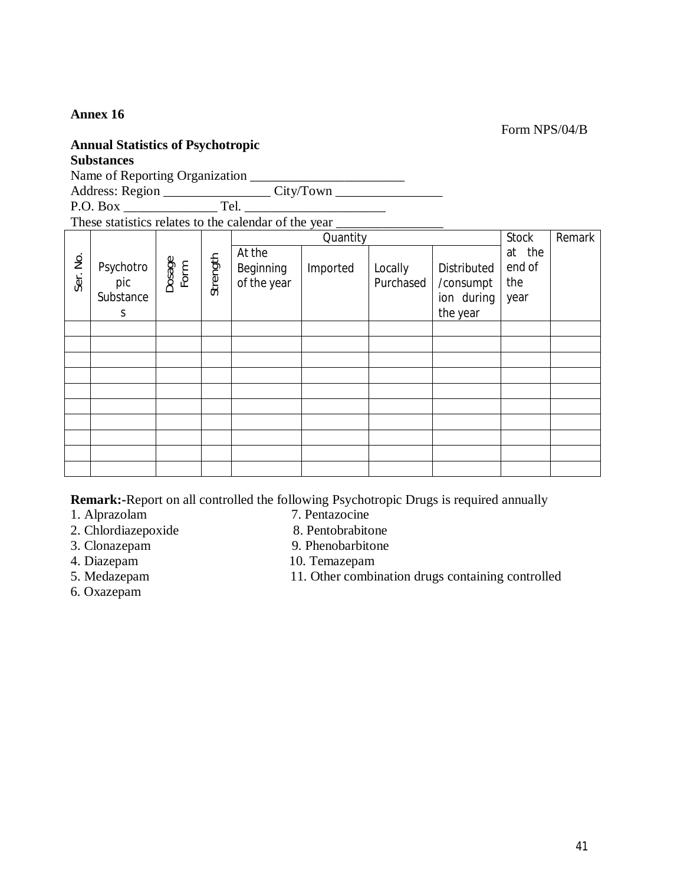**Annex 16**

Form NPS/04/B

**Annual Statistics of Psychotropic Substances**

Name of Reporting Organization _______________________

Address: Region ________________ City/Town ________________

P.O. Box ______________ Tel. _____________________

These statistics relates to the calendar of the year ________________

| Ser. No. | Psychotropic Substances | Dosage Form | Strength | Quantity | | | | Stock at the end of the year | Remark |
|---|---|---|---|---|---|---|---|---|---|
| | | | | At the Beginning of the year | Imported | Locally Purchased | Distributed /consumption during the year | | |
| | | | | | | | | | |
| | | | | | | | | | |
| | | | | | | | | | |
| | | | | | | | | | |
| | | | | | | | | | |
| | | | | | | | | | |
| | | | | | | | | | |
| | | | | | | | | | |
| | | | | | | | | | |
| | | | | | | | | | |

**Remark:-**Report on all controlled the following Psychotropic Drugs is required annually

1. Alprazolam
2. Chlordiazepoxide
3. Clonazepam
4. Diazepam
5. Medazepam
6. Oxazepam
7. Pentazocine
8. Pentobrabitone
9. Phenobarbitone
10. Temazepam
11. Other combination drugs containing controlled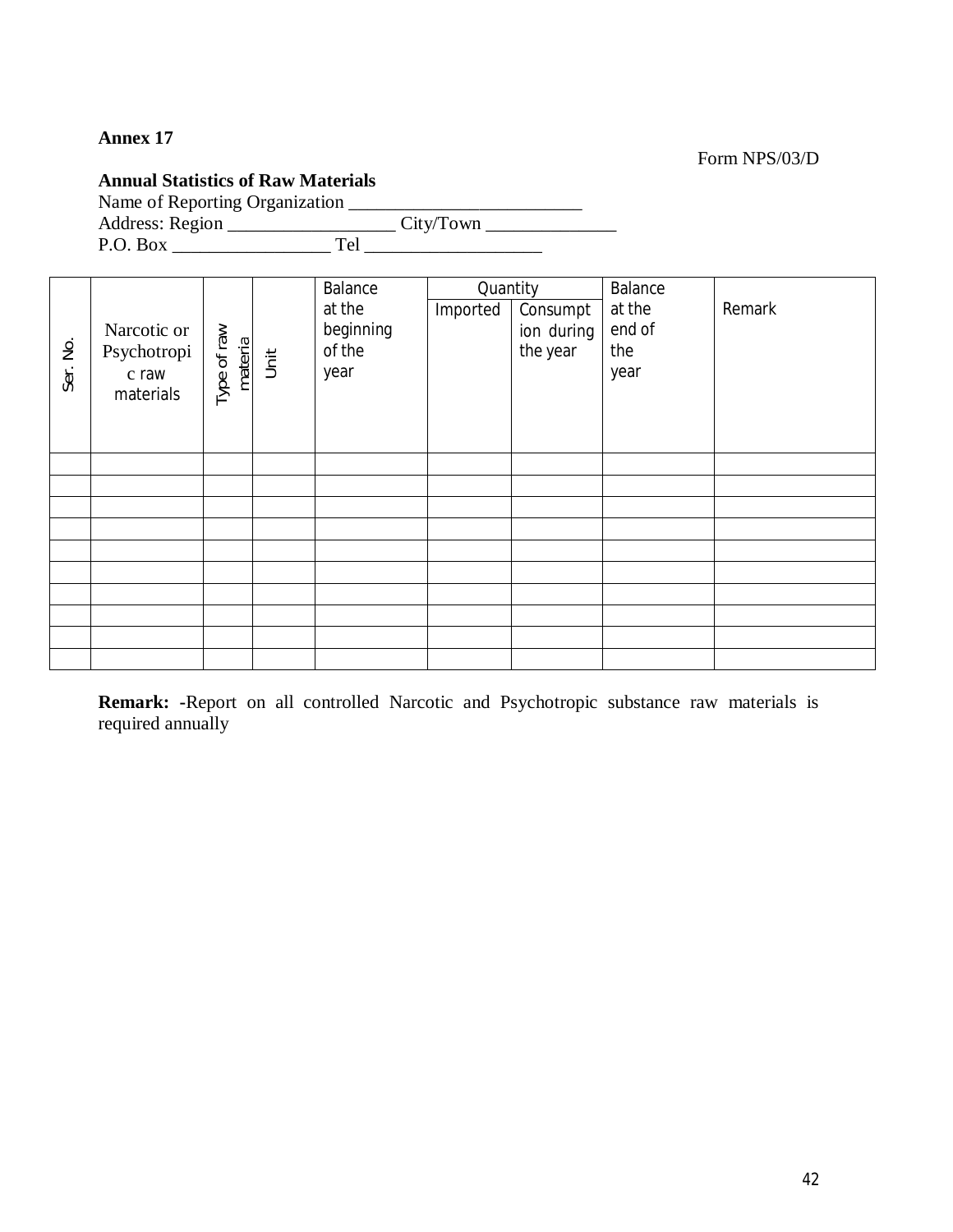**Annex 17**

Form NPS/03/D

**Annual Statistics of Raw Materials**

Name of Reporting Organization ___________________________

Address: Region __________________ City/Town ______________

P.O. Box _________________ Tel ___________________

| Ser. No. | Narcotic or Psychotropic raw materials | Type of raw materia | Unit | Balance at the beginning of the year | Quantity | | Balance at the end of the year | Remark |
|---|---|---|---|---|---|---|---|---|
| | | | | | Imported | Consumption during the year | | |
| | | | | | | | | |
| | | | | | | | | |
| | | | | | | | | |
| | | | | | | | | |
| | | | | | | | | |
| | | | | | | | | |
| | | | | | | | | |
| | | | | | | | | |
| | | | | | | | | |
| | | | | | | | | |

**Remark:** -Report on all controlled Narcotic and Psychotropic substance raw materials is required annually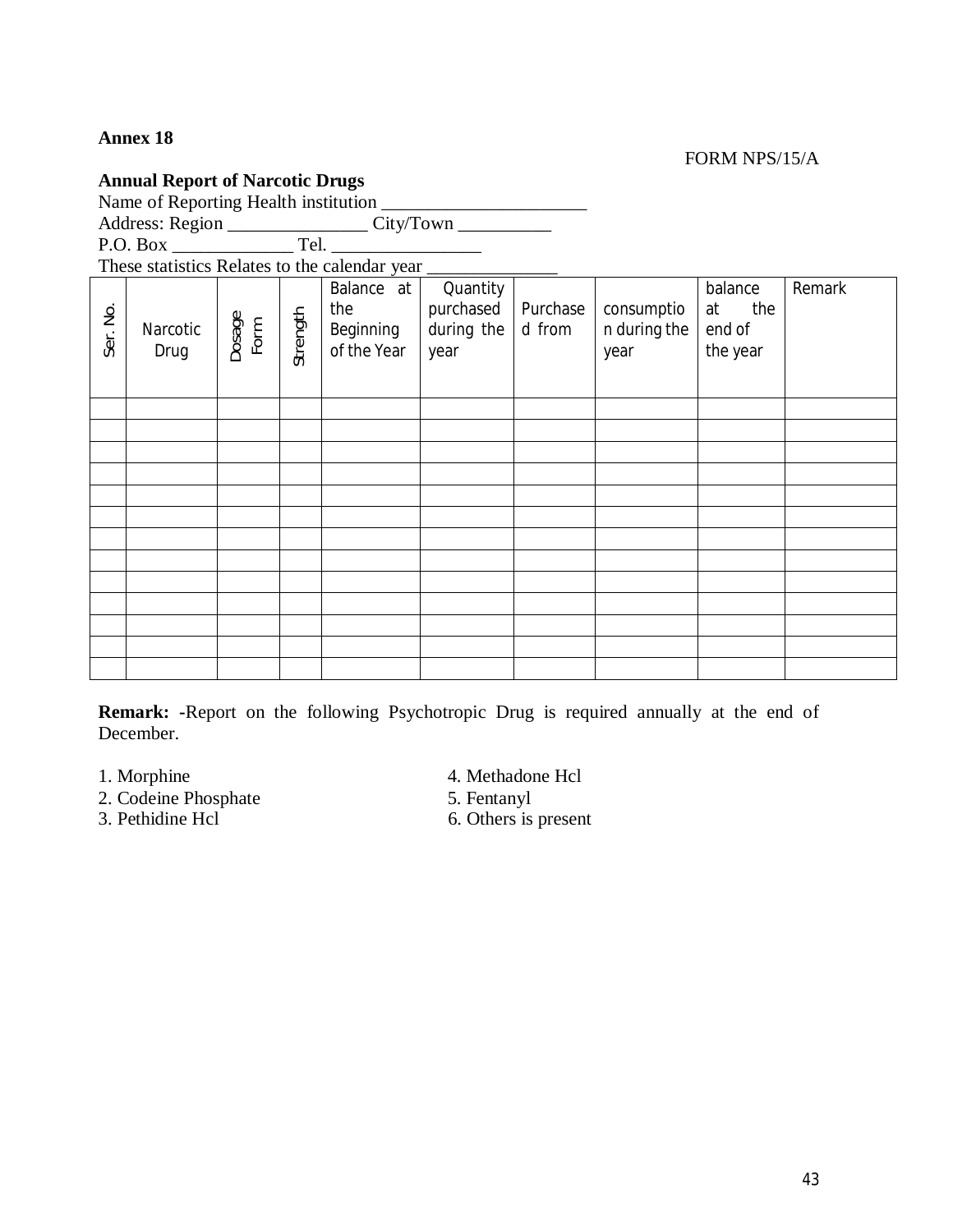**Annex 18**

FORM NPS/15/A

**Annual Report of Narcotic Drugs**

Name of Reporting Health institution ______________________

Address: Region _______________ City/Town __________

P.O. Box _____________ Tel. ________________

These statistics Relates to the calendar year ______________

| Ser. No. | Narcotic Drug | Dosage Form | Strength | Balance at the Beginning of the Year | Quantity purchased during the year | Purchased from | consumption during the year | balance at the end of the year | Remark |
|---|---|---|---|---|---|---|---|---|---|
| | | | | | | | | | |
| | | | | | | | | | |
| | | | | | | | | | |
| | | | | | | | | | |
| | | | | | | | | | |
| | | | | | | | | | |
| | | | | | | | | | |
| | | | | | | | | | |
| | | | | | | | | | |
| | | | | | | | | | |
| | | | | | | | | | |
| | | | | | | | | | |
| | | | | | | | | | |

**Remark:** -Report on the following Psychotropic Drug is required annually at the end of December.

1. Morphine
2. Codeine Phosphate
3. Pethidine Hcl
4. Methadone Hcl
5. Fentanyl
6. Others is present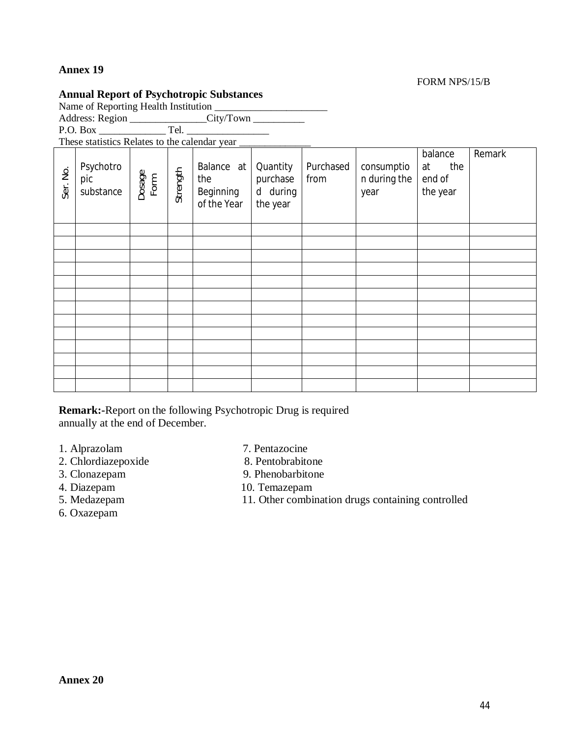**Annex 19**

FORM NPS/15/B

**Annual Report of Psychotropic Substances**

Name of Reporting Health Institution ______________________

Address: Region _______________City/Town __________

P.O. Box _____________ Tel. ________________

These statistics Relates to the calendar year ______________

| Ser. No. | Psychotropic substance | Dosage Form | Strength | Balance at the Beginning of the Year | Quantity purchased during the year | Purchased from | consumption during the year | balance at the end of the year | Remark |
|---|---|---|---|---|---|---|---|---|---|
| | | | | | | | | | |
| | | | | | | | | | |
| | | | | | | | | | |
| | | | | | | | | | |
| | | | | | | | | | |
| | | | | | | | | | |
| | | | | | | | | | |
| | | | | | | | | | |
| | | | | | | | | | |
| | | | | | | | | | |
| | | | | | | | | | |
| | | | | | | | | | |
| | | | | | | | | | |

**Remark:**-Report on the following Psychotropic Drug is required annually at the end of December.

1. Alprazolam
2. Chlordiazepoxide
3. Clonazepam
4. Diazepam
5. Medazepam
6. Oxazepam
7. Pentazocine
8. Pentobrabitone
9. Phenobarbitone
10. Temazepam
11. Other combination drugs containing controlled

**Annex 20**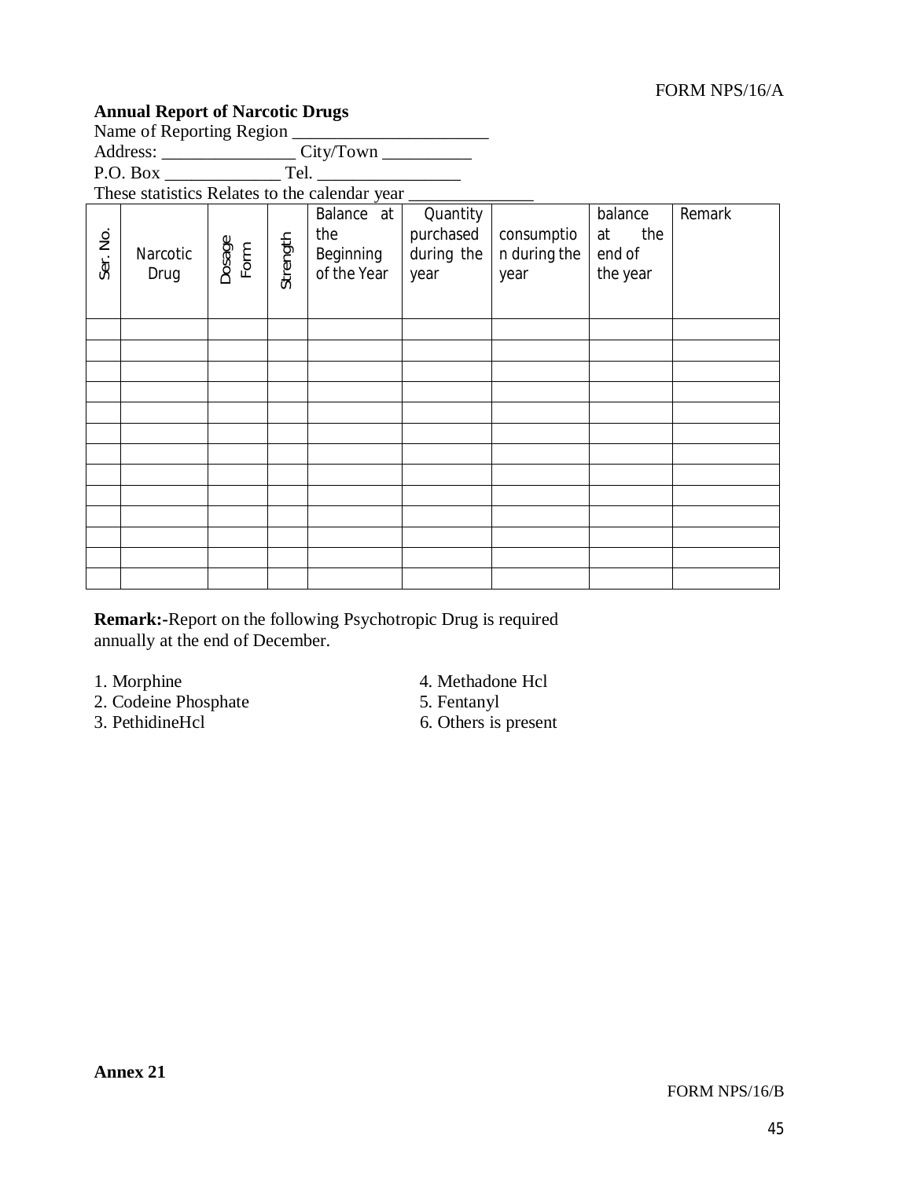FORM NPS/16/A

**Annual Report of Narcotic Drugs**

Name of Reporting Region ______________________

Address: _______________ City/Town __________

P.O. Box _____________ Tel. ________________

These statistics Relates to the calendar year ______________

| Ser. No. | Narcotic Drug | Dosage Form | Strength | Balance at the Beginning of the Year | Quantity purchased during the year | consumption during the year | balance at the end of the year | Remark |
|---|---|---|---|---|---|---|---|---|
| | | | | | | | | |
| | | | | | | | | |
| | | | | | | | | |
| | | | | | | | | |
| | | | | | | | | |
| | | | | | | | | |
| | | | | | | | | |
| | | | | | | | | |
| | | | | | | | | |
| | | | | | | | | |
| | | | | | | | | |
| | | | | | | | | |
| | | | | | | | | |

**Remark:-**Report on the following Psychotropic Drug is required annually at the end of December.

1. Morphine
2. Codeine Phosphate
3. PethidineHcl
4. Methadone Hcl
5. Fentanyl
6. Others is present

**Annex 21**

FORM NPS/16/B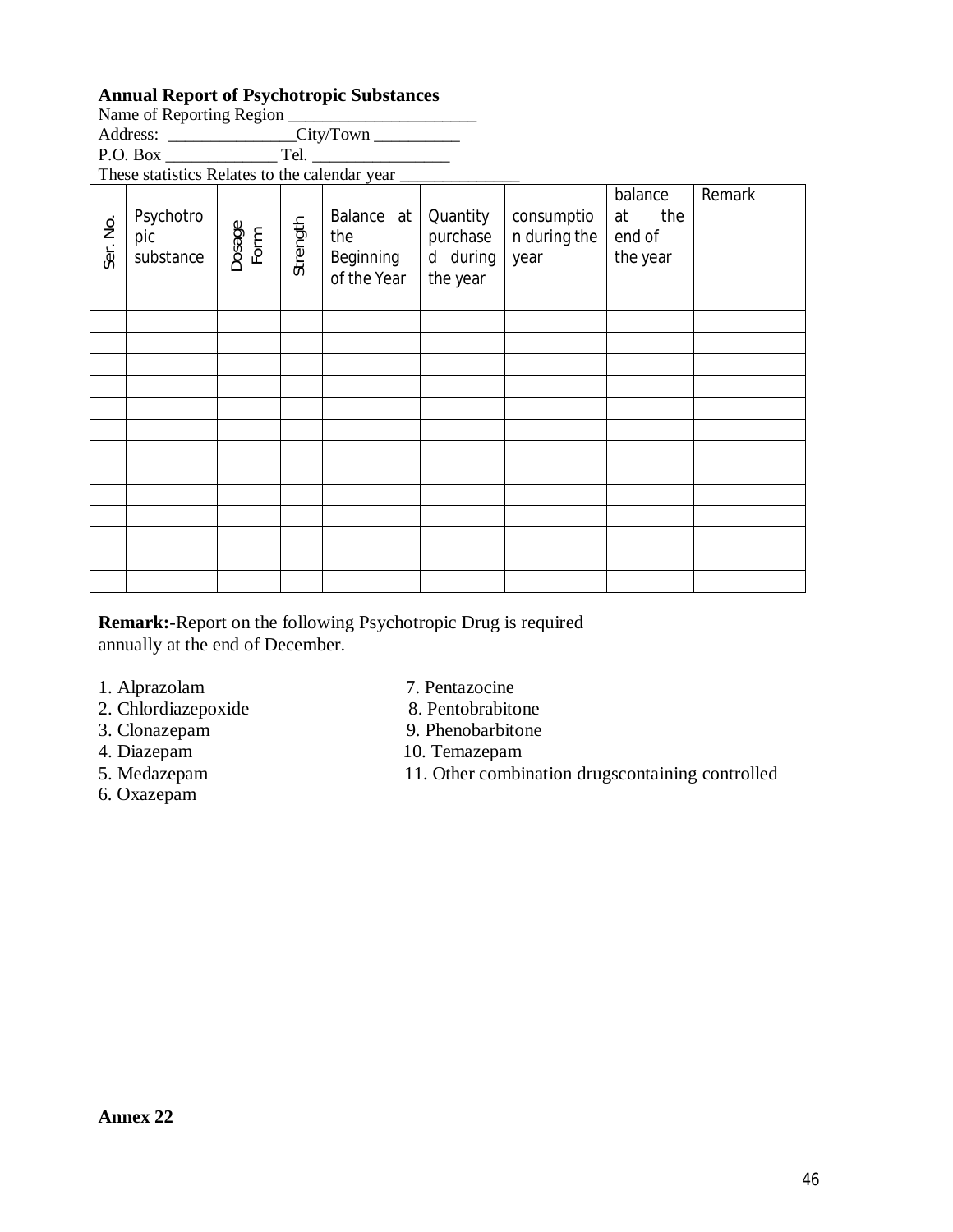**Annual Report of Psychotropic Substances**

Name of Reporting Region _______________________

Address: _______________City/Town __________

P.O. Box _____________ Tel. ________________

These statistics Relates to the calendar year ______________

| Ser. No. | Psychotropic substance | Dosage Form | Strength | Balance at the Beginning of the Year | Quantity purchased during the year | consumption during the year | balance at the end of the year | Remark |
|---|---|---|---|---|---|---|---|---|
| | | | | | | | | |
| | | | | | | | | |
| | | | | | | | | |
| | | | | | | | | |
| | | | | | | | | |
| | | | | | | | | |
| | | | | | | | | |
| | | | | | | | | |
| | | | | | | | | |
| | | | | | | | | |
| | | | | | | | | |
| | | | | | | | | |
| | | | | | | | | |

**Remark:-**Report on the following Psychotropic Drug is required annually at the end of December.

1. Alprazolam
2. Chlordiazepoxide
3. Clonazepam
4. Diazepam
5. Medazepam
6. Oxazepam
7. Pentazocine
8. Pentobrabitone
9. Phenobarbitone
10. Temazepam
11. Other combination drugscontaining controlled

**Annex 22**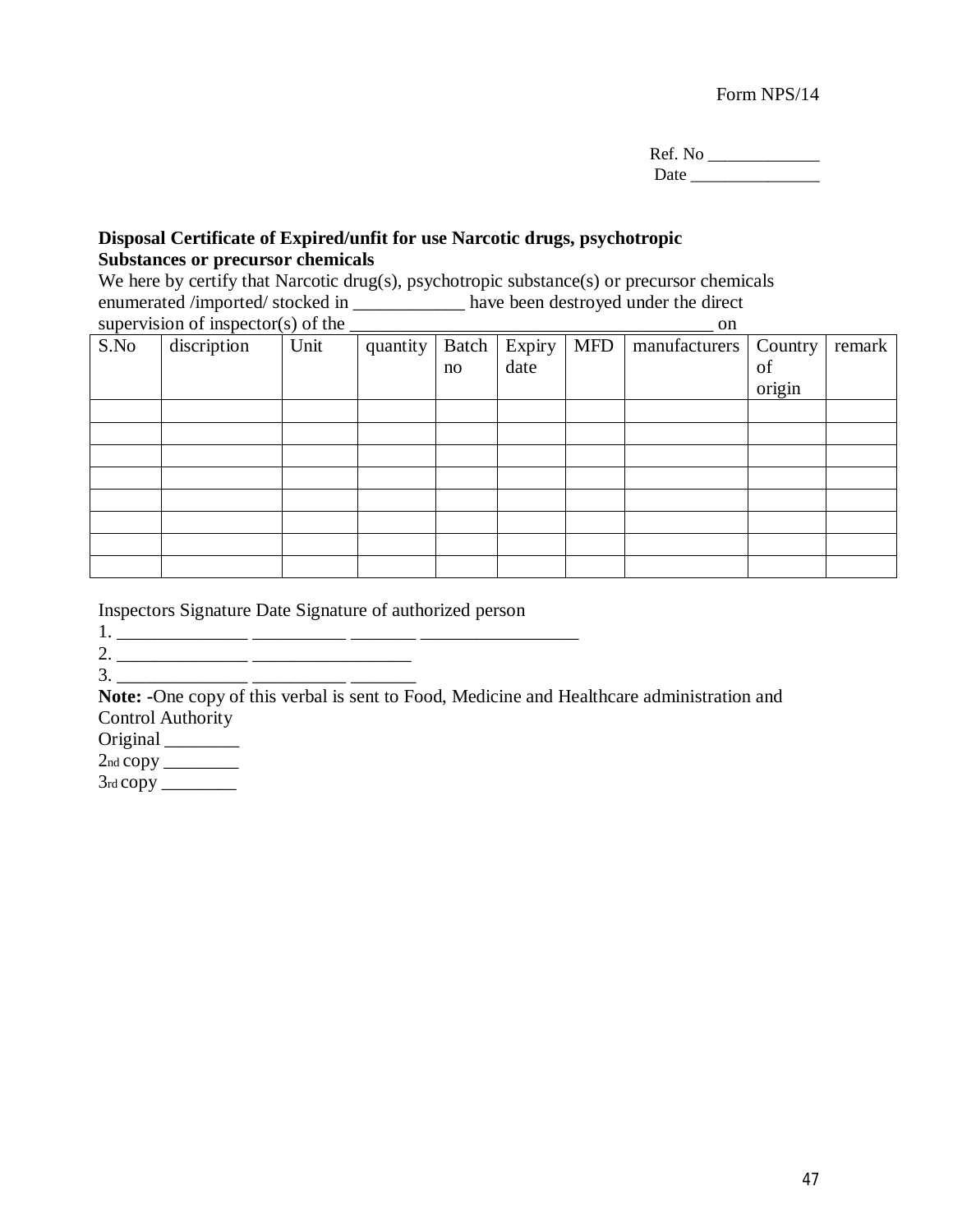Form NPS/14

Ref. No _____________
Date _______________

**Disposal Certificate of Expired/unfit for use Narcotic drugs, psychotropic Substances or precursor chemicals**

We here by certify that Narcotic drug(s), psychotropic substance(s) or precursor chemicals enumerated /imported/ stocked in ____________ have been destroyed under the direct supervision of inspector(s) of the _______________________________________ on

| S.No | discription | Unit | quantity | Batch no | Expiry date | MFD | manufacturers | Country of origin | remark |
|---|---|---|---|---|---|---|---|---|---|
| | | | | | | | | | |
| | | | | | | | | | |
| | | | | | | | | | |
| | | | | | | | | | |
| | | | | | | | | | |
| | | | | | | | | | |
| | | | | | | | | | |
| | | | | | | | | | |

Inspectors Signature Date Signature of authorized person

1. ______________ __________ _______ _________________
2. ______________ _________________
3. ______________ __________ _______

**Note: -**One copy of this verbal is sent to Food, Medicine and Healthcare administration and Control Authority

Original ________

2nd copy ________

3rd copy ________